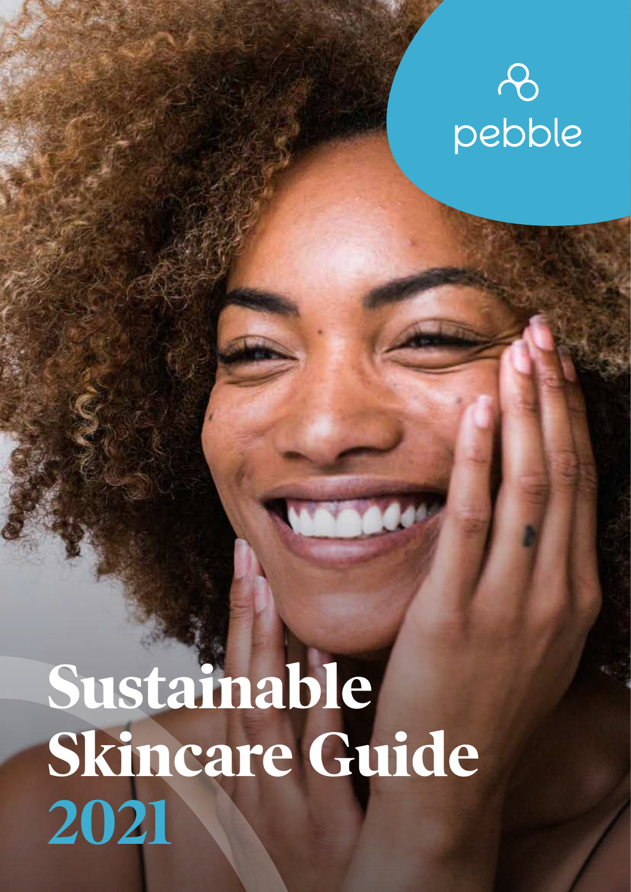pebble

# Sustainable Skincare Guide 2021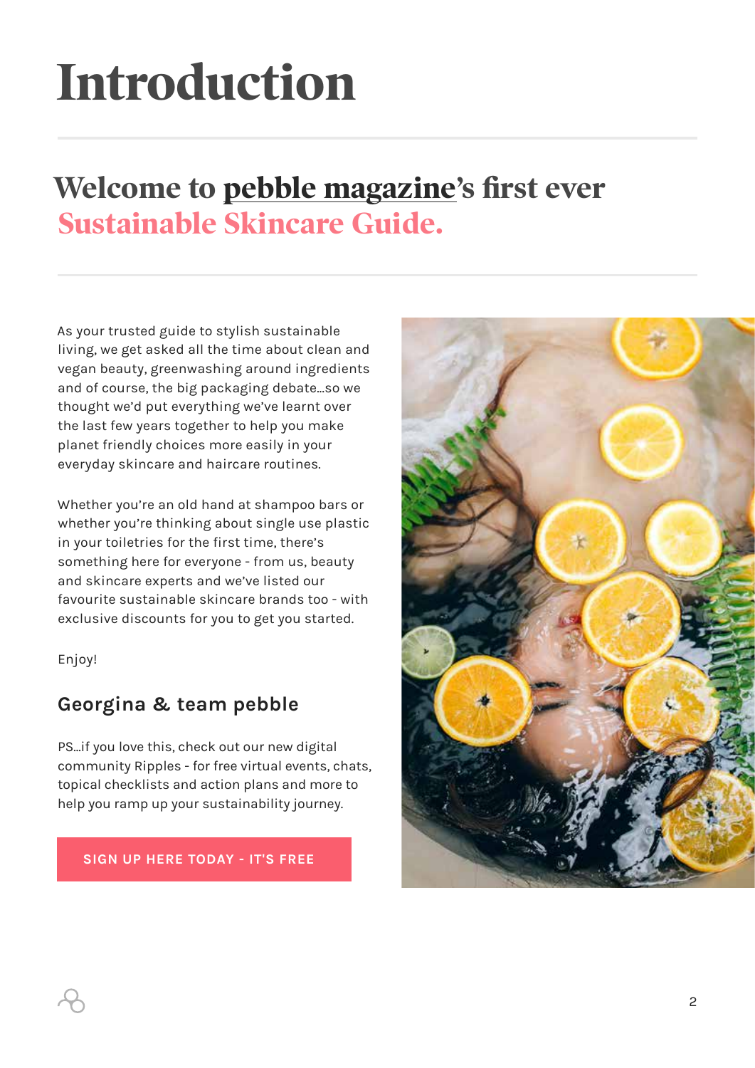# Introduction

## Welcome to pebble magazine's first ever Sustainable Skincare Guide.

As your trusted guide to stylish sustainable living, we get asked all the time about clean and vegan beauty, greenwashing around ingredients and of course, the big packaging debate...so we thought we'd put everything we've learnt over the last few years together to help you make planet friendly choices more easily in your everyday skincare and haircare routines.

Whether you're an old hand at shampoo bars or whether you're thinking about single use plastic in your toiletries for the first time, there's something here for everyone - from us, beauty and skincare experts and we've listed our favourite sustainable skincare brands too - with exclusive discounts for you to get you started.

Enjoy!

### Georgina & team pebble

PS...if you love this, check out our new digital community Ripples - for free virtual events, chats, topical checklists and action plans and more to help you ramp up your sustainability journey.

**SIGN UP HERE TODAY - IT'S FREE**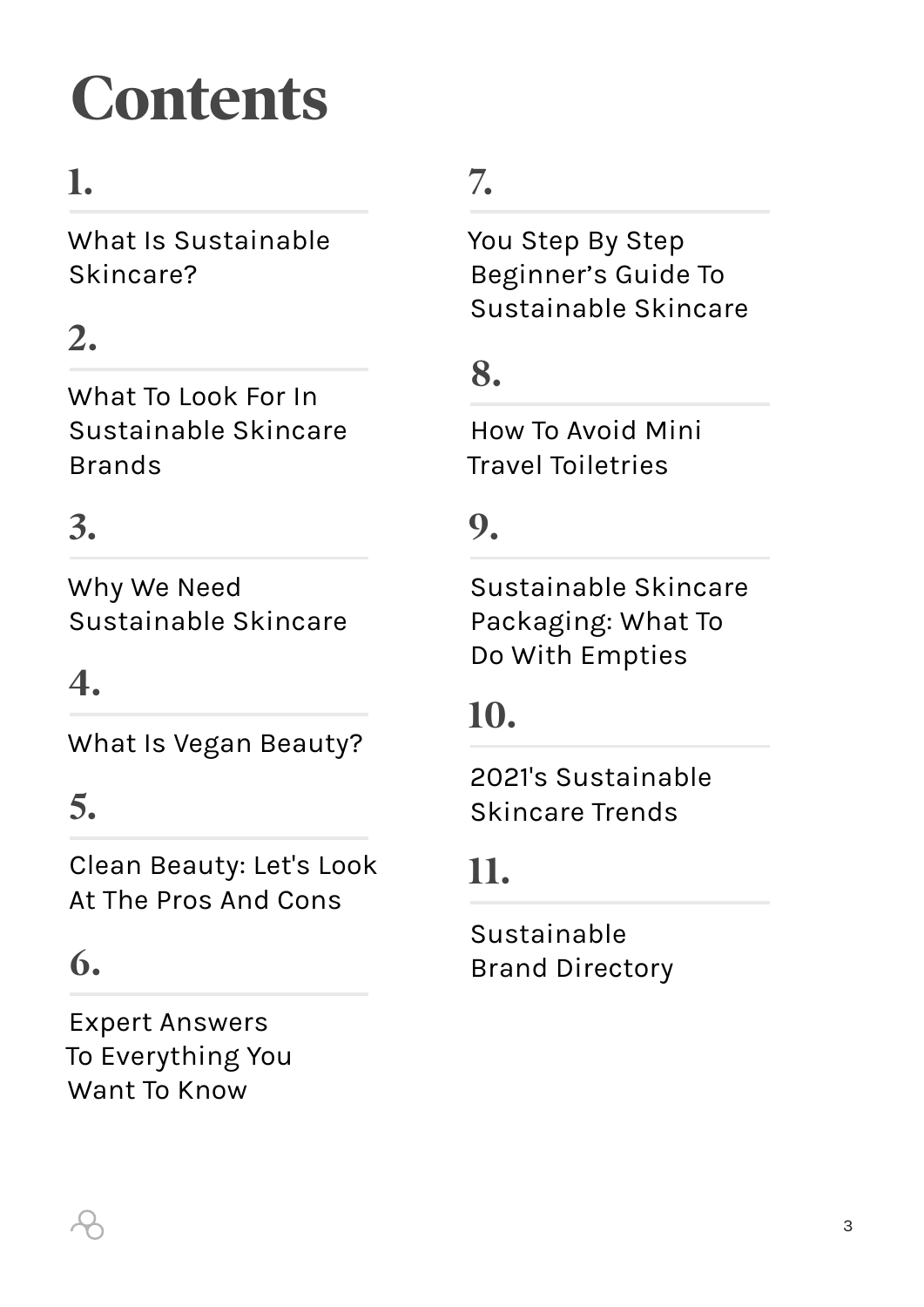# Contents

1. What Is Sustainable Skincare?
2. What To Look For In Sustainable Skincare Brands
3. Why We Need Sustainable Skincare
4. What Is Vegan Beauty?
5. Clean Beauty: Let's Look At The Pros And Cons
6. Expert Answers To Everything You Want To Know
7. You Step By Step Beginner's Guide To Sustainable Skincare
8. How To Avoid Mini Travel Toiletries
9. Sustainable Skincare Packaging: What To Do With Empties
10. 2021's Sustainable Skincare Trends
11. Sustainable Brand Directory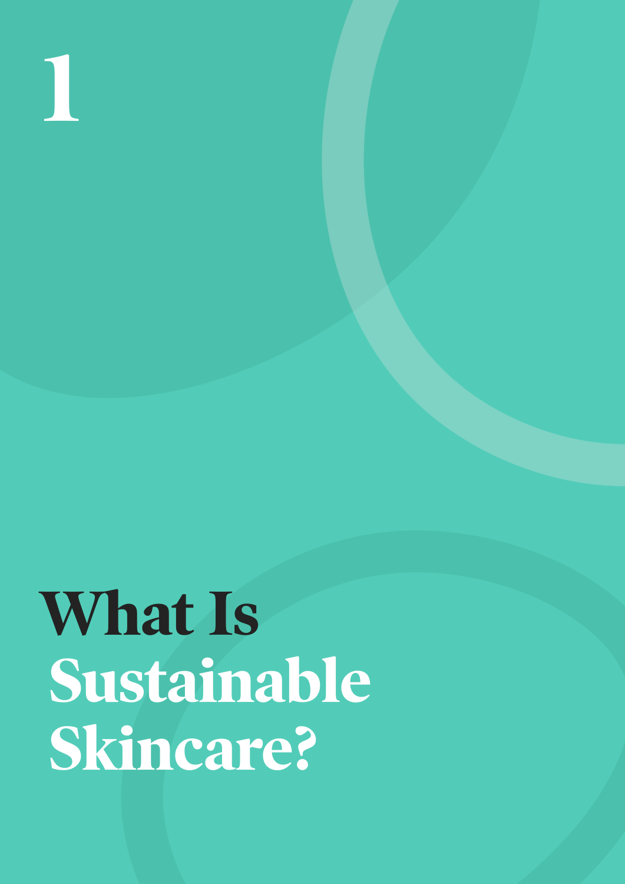# 1

# What Is Sustainable Skincare?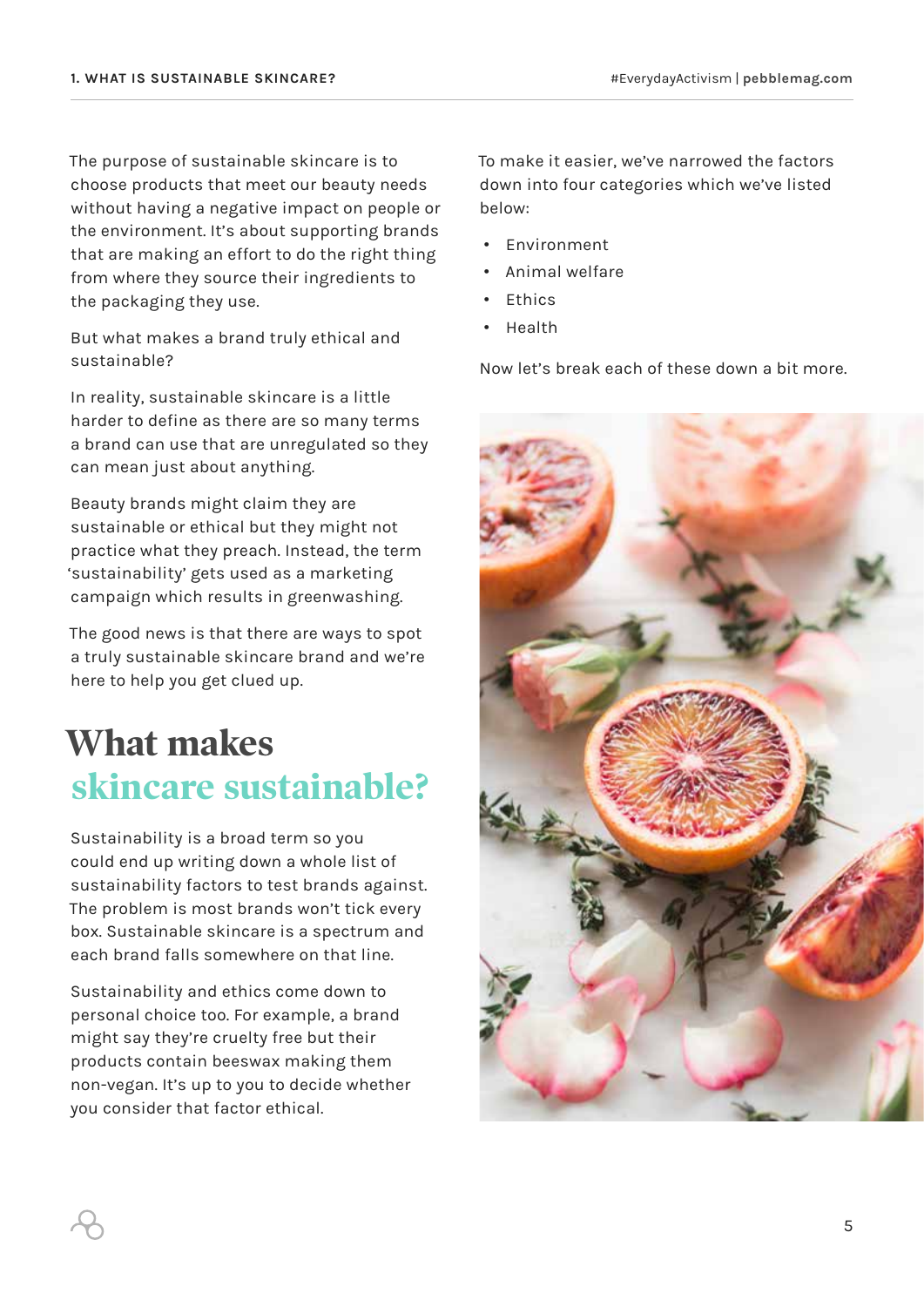The purpose of sustainable skincare is to choose products that meet our beauty needs without having a negative impact on people or the environment. It's about supporting brands that are making an effort to do the right thing from where they source their ingredients to the packaging they use.

But what makes a brand truly ethical and sustainable?

In reality, sustainable skincare is a little harder to define as there are so many terms a brand can use that are unregulated so they can mean just about anything.

Beauty brands might claim they are sustainable or ethical but they might not practice what they preach. Instead, the term 'sustainability' gets used as a marketing campaign which results in greenwashing.

The good news is that there are ways to spot a truly sustainable skincare brand and we're here to help you get clued up.

## What makes skincare sustainable?

Sustainability is a broad term so you could end up writing down a whole list of sustainability factors to test brands against. The problem is most brands won't tick every box. Sustainable skincare is a spectrum and each brand falls somewhere on that line.

Sustainability and ethics come down to personal choice too. For example, a brand might say they're cruelty free but their products contain beeswax making them non-vegan. It's up to you to decide whether you consider that factor ethical.

To make it easier, we've narrowed the factors down into four categories which we've listed below:

- Environment
- Animal welfare
- Ethics
- Health

Now let's break each of these down a bit more.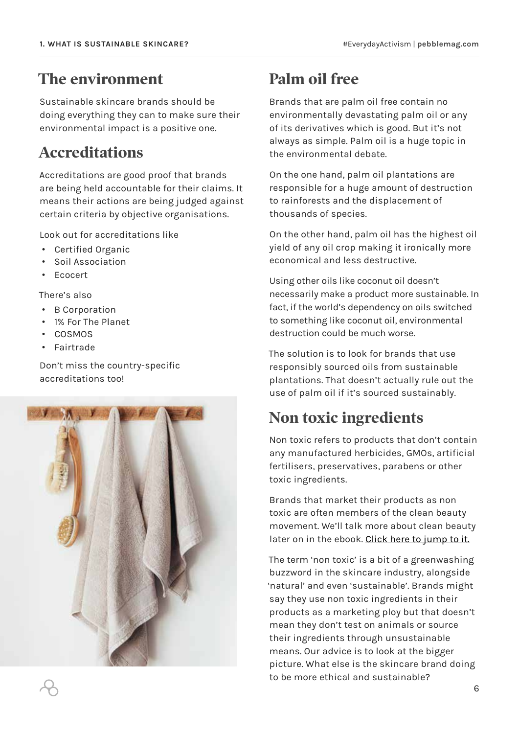## The environment

Sustainable skincare brands should be doing everything they can to make sure their environmental impact is a positive one.

## Accreditations

Accreditations are good proof that brands are being held accountable for their claims. It means their actions are being judged against certain criteria by objective organisations.

Look out for accreditations like

- Certified Organic
- Soil Association
- Ecocert

There's also

- B Corporation
- 1% For The Planet
- COSMOS
- Fairtrade

Don't miss the country-specific accreditations too!

## Palm oil free

Brands that are palm oil free contain no environmentally devastating palm oil or any of its derivatives which is good. But it's not always as simple. Palm oil is a huge topic in the environmental debate.

On the one hand, palm oil plantations are responsible for a huge amount of destruction to rainforests and the displacement of thousands of species.

On the other hand, palm oil has the highest oil yield of any oil crop making it ironically more economical and less destructive.

Using other oils like coconut oil doesn't necessarily make a product more sustainable. In fact, if the world's dependency on oils switched to something like coconut oil, environmental destruction could be much worse.

The solution is to look for brands that use responsibly sourced oils from sustainable plantations. That doesn't actually rule out the use of palm oil if it's sourced sustainably.

## Non toxic ingredients

Non toxic refers to products that don't contain any manufactured herbicides, GMOs, artificial fertilisers, preservatives, parabens or other toxic ingredients.

Brands that market their products as non toxic are often members of the clean beauty movement. We'll talk more about clean beauty later on in the ebook. Click here to jump to it.

The term 'non toxic' is a bit of a greenwashing buzzword in the skincare industry, alongside 'natural' and even 'sustainable'. Brands might say they use non toxic ingredients in their products as a marketing ploy but that doesn't mean they don't test on animals or source their ingredients through unsustainable means. Our advice is to look at the bigger picture. What else is the skincare brand doing to be more ethical and sustainable?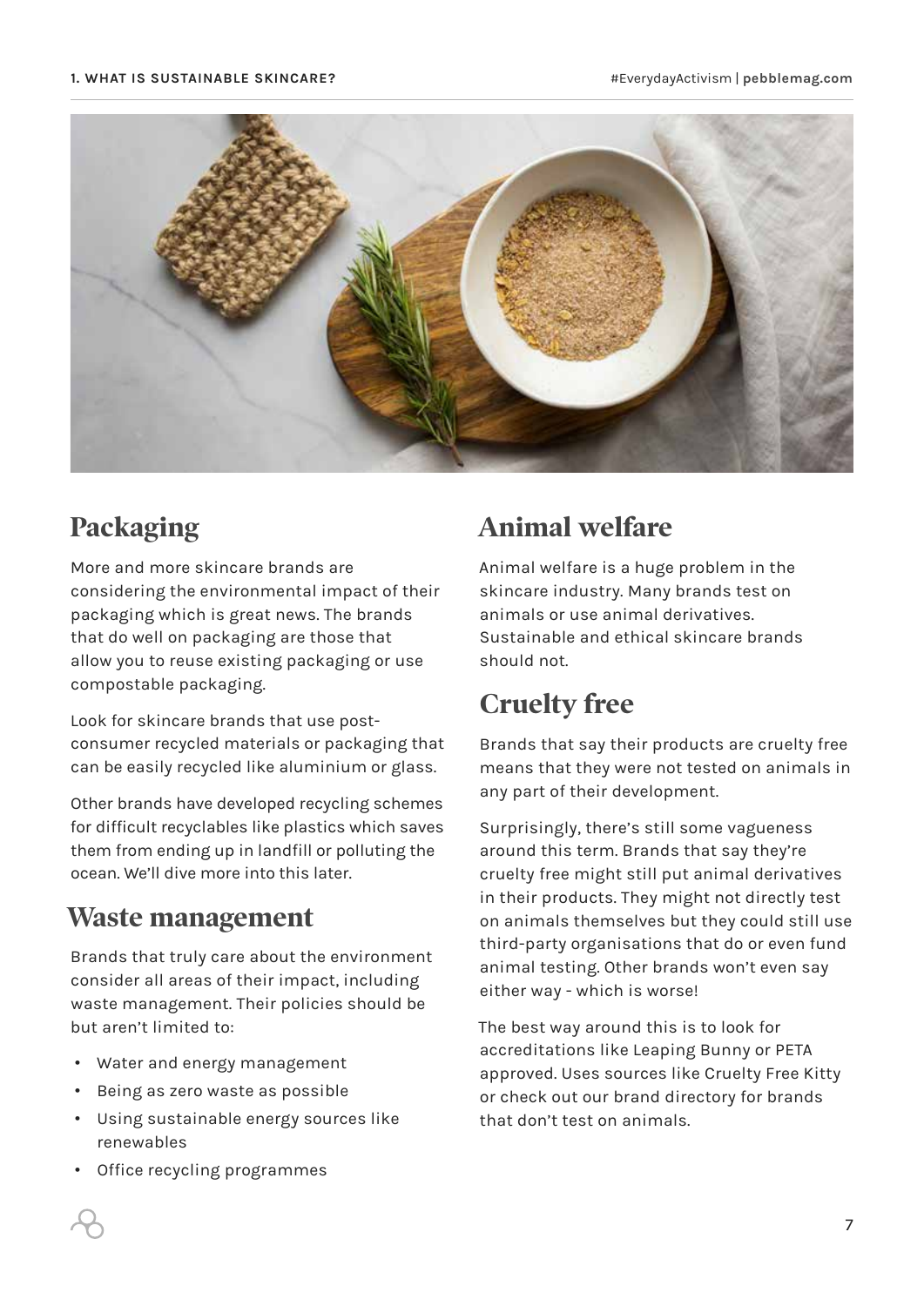## Packaging

More and more skincare brands are considering the environmental impact of their packaging which is great news. The brands that do well on packaging are those that allow you to reuse existing packaging or use compostable packaging.

Look for skincare brands that use post-consumer recycled materials or packaging that can be easily recycled like aluminium or glass.

Other brands have developed recycling schemes for difficult recyclables like plastics which saves them from ending up in landfill or polluting the ocean. We'll dive more into this later.

## Waste management

Brands that truly care about the environment consider all areas of their impact, including waste management. Their policies should be but aren't limited to:

- Water and energy management
- Being as zero waste as possible
- Using sustainable energy sources like renewables
- Office recycling programmes

## Animal welfare

Animal welfare is a huge problem in the skincare industry. Many brands test on animals or use animal derivatives. Sustainable and ethical skincare brands should not.

## Cruelty free

Brands that say their products are cruelty free means that they were not tested on animals in any part of their development.

Surprisingly, there's still some vagueness around this term. Brands that say they're cruelty free might still put animal derivatives in their products. They might not directly test on animals themselves but they could still use third-party organisations that do or even fund animal testing. Other brands won't even say either way - which is worse!

The best way around this is to look for accreditations like Leaping Bunny or PETA approved. Uses sources like Cruelty Free Kitty or check out our brand directory for brands that don't test on animals.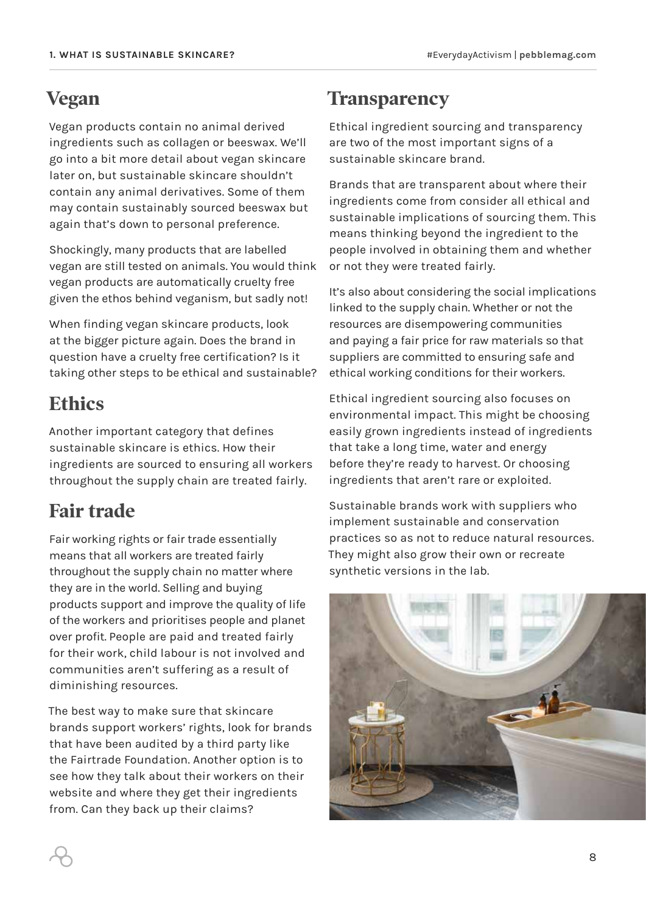## Vegan

Vegan products contain no animal derived ingredients such as collagen or beeswax. We'll go into a bit more detail about vegan skincare later on, but sustainable skincare shouldn't contain any animal derivatives. Some of them may contain sustainably sourced beeswax but again that's down to personal preference.

Shockingly, many products that are labelled vegan are still tested on animals. You would think vegan products are automatically cruelty free given the ethos behind veganism, but sadly not!

When finding vegan skincare products, look at the bigger picture again. Does the brand in question have a cruelty free certification? Is it taking other steps to be ethical and sustainable?

## Ethics

Another important category that defines sustainable skincare is ethics. How their ingredients are sourced to ensuring all workers throughout the supply chain are treated fairly.

## Fair trade

Fair working rights or fair trade essentially means that all workers are treated fairly throughout the supply chain no matter where they are in the world. Selling and buying products support and improve the quality of life of the workers and prioritises people and planet over profit. People are paid and treated fairly for their work, child labour is not involved and communities aren't suffering as a result of diminishing resources.

The best way to make sure that skincare brands support workers' rights, look for brands that have been audited by a third party like the Fairtrade Foundation. Another option is to see how they talk about their workers on their website and where they get their ingredients from. Can they back up their claims?

## Transparency

Ethical ingredient sourcing and transparency are two of the most important signs of a sustainable skincare brand.

Brands that are transparent about where their ingredients come from consider all ethical and sustainable implications of sourcing them. This means thinking beyond the ingredient to the people involved in obtaining them and whether or not they were treated fairly.

It's also about considering the social implications linked to the supply chain. Whether or not the resources are disempowering communities and paying a fair price for raw materials so that suppliers are committed to ensuring safe and ethical working conditions for their workers.

Ethical ingredient sourcing also focuses on environmental impact. This might be choosing easily grown ingredients instead of ingredients that take a long time, water and energy before they're ready to harvest. Or choosing ingredients that aren't rare or exploited.

Sustainable brands work with suppliers who implement sustainable and conservation practices so as not to reduce natural resources. They might also grow their own or recreate synthetic versions in the lab.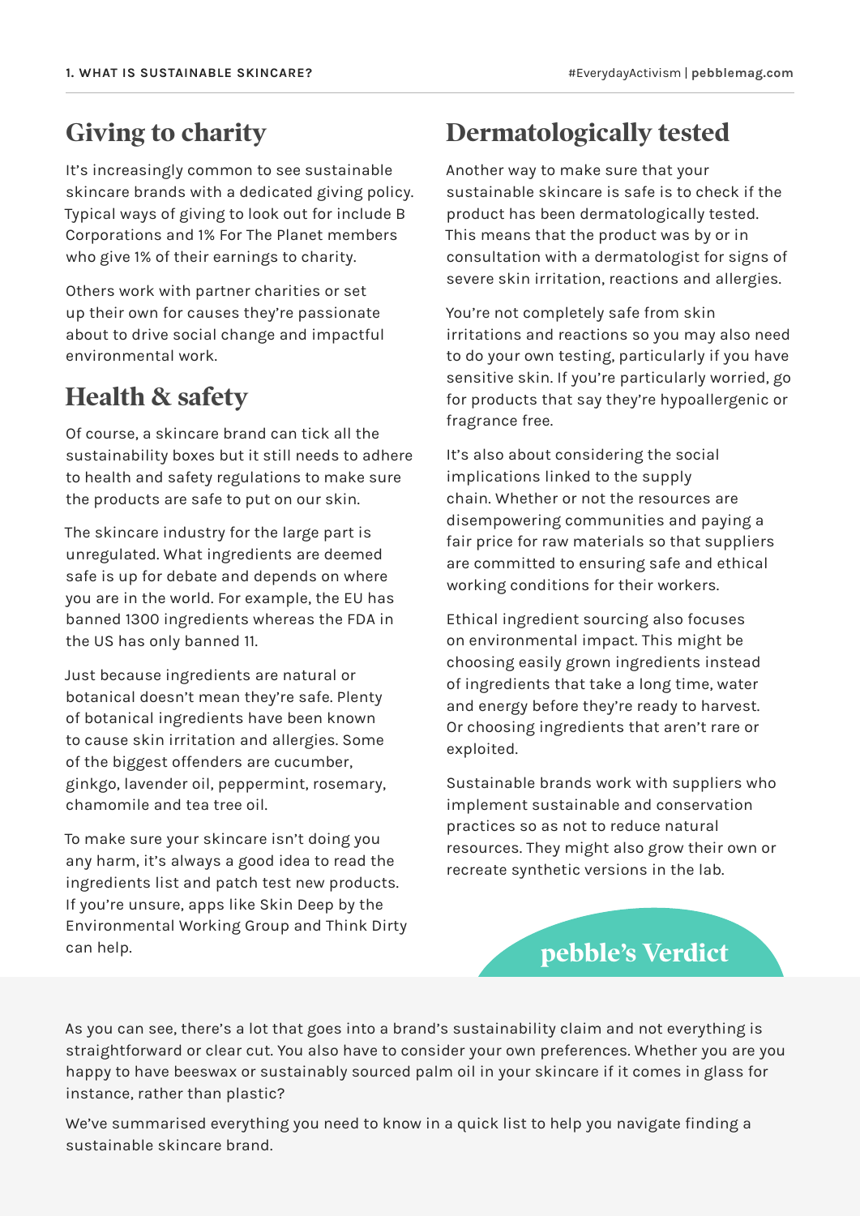## Giving to charity

It's increasingly common to see sustainable skincare brands with a dedicated giving policy. Typical ways of giving to look out for include B Corporations and 1% For The Planet members who give 1% of their earnings to charity.

Others work with partner charities or set up their own for causes they're passionate about to drive social change and impactful environmental work.

## Health & safety

Of course, a skincare brand can tick all the sustainability boxes but it still needs to adhere to health and safety regulations to make sure the products are safe to put on our skin.

The skincare industry for the large part is unregulated. What ingredients are deemed safe is up for debate and depends on where you are in the world. For example, the EU has banned 1300 ingredients whereas the FDA in the US has only banned 11.

Just because ingredients are natural or botanical doesn't mean they're safe. Plenty of botanical ingredients have been known to cause skin irritation and allergies. Some of the biggest offenders are cucumber, ginkgo, lavender oil, peppermint, rosemary, chamomile and tea tree oil.

To make sure your skincare isn't doing you any harm, it's always a good idea to read the ingredients list and patch test new products. If you're unsure, apps like Skin Deep by the Environmental Working Group and Think Dirty can help.

## Dermatologically tested

Another way to make sure that your sustainable skincare is safe is to check if the product has been dermatologically tested. This means that the product was by or in consultation with a dermatologist for signs of severe skin irritation, reactions and allergies.

You're not completely safe from skin irritations and reactions so you may also need to do your own testing, particularly if you have sensitive skin. If you're particularly worried, go for products that say they're hypoallergenic or fragrance free.

It's also about considering the social implications linked to the supply chain. Whether or not the resources are disempowering communities and paying a fair price for raw materials so that suppliers are committed to ensuring safe and ethical working conditions for their workers.

Ethical ingredient sourcing also focuses on environmental impact. This might be choosing easily grown ingredients instead of ingredients that take a long time, water and energy before they're ready to harvest. Or choosing ingredients that aren't rare or exploited.

Sustainable brands work with suppliers who implement sustainable and conservation practices so as not to reduce natural resources. They might also grow their own or recreate synthetic versions in the lab.

## pebble's Verdict

As you can see, there's a lot that goes into a brand's sustainability claim and not everything is straightforward or clear cut. You also have to consider your own preferences. Whether you are you happy to have beeswax or sustainably sourced palm oil in your skincare if it comes in glass for instance, rather than plastic?

We've summarised everything you need to know in a quick list to help you navigate finding a sustainable skincare brand.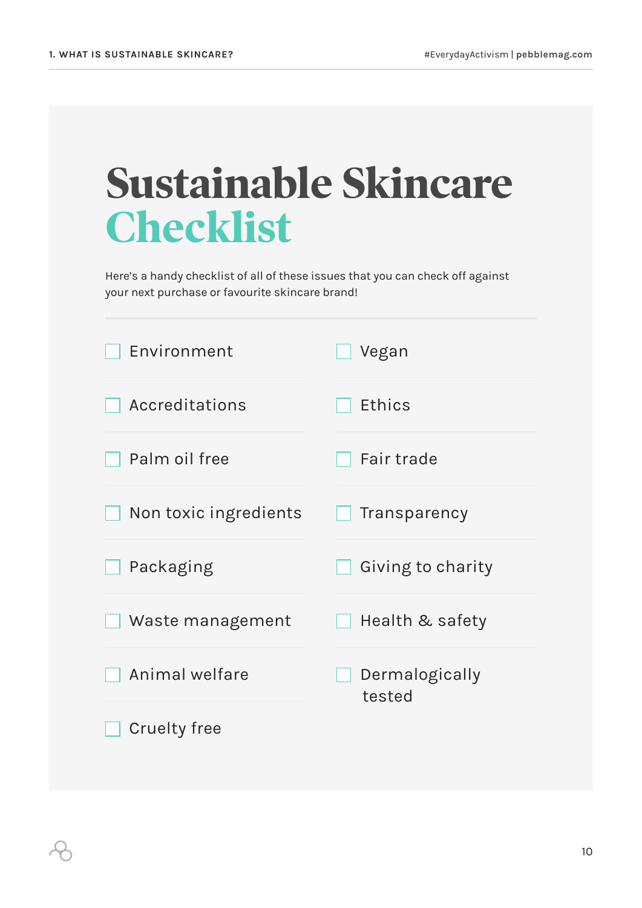# Sustainable Skincare Checklist

Here's a handy checklist of all of these issues that you can check off against your next purchase or favourite skincare brand!

- [ ] Environment
- [ ] Accreditations
- [ ] Palm oil free
- [ ] Non toxic ingredients
- [ ] Packaging
- [ ] Waste management
- [ ] Animal welfare
- [ ] Cruelty free
- [ ] Vegan
- [ ] Ethics
- [ ] Fair trade
- [ ] Transparency
- [ ] Giving to charity
- [ ] Health & safety
- [ ] Dermalogically tested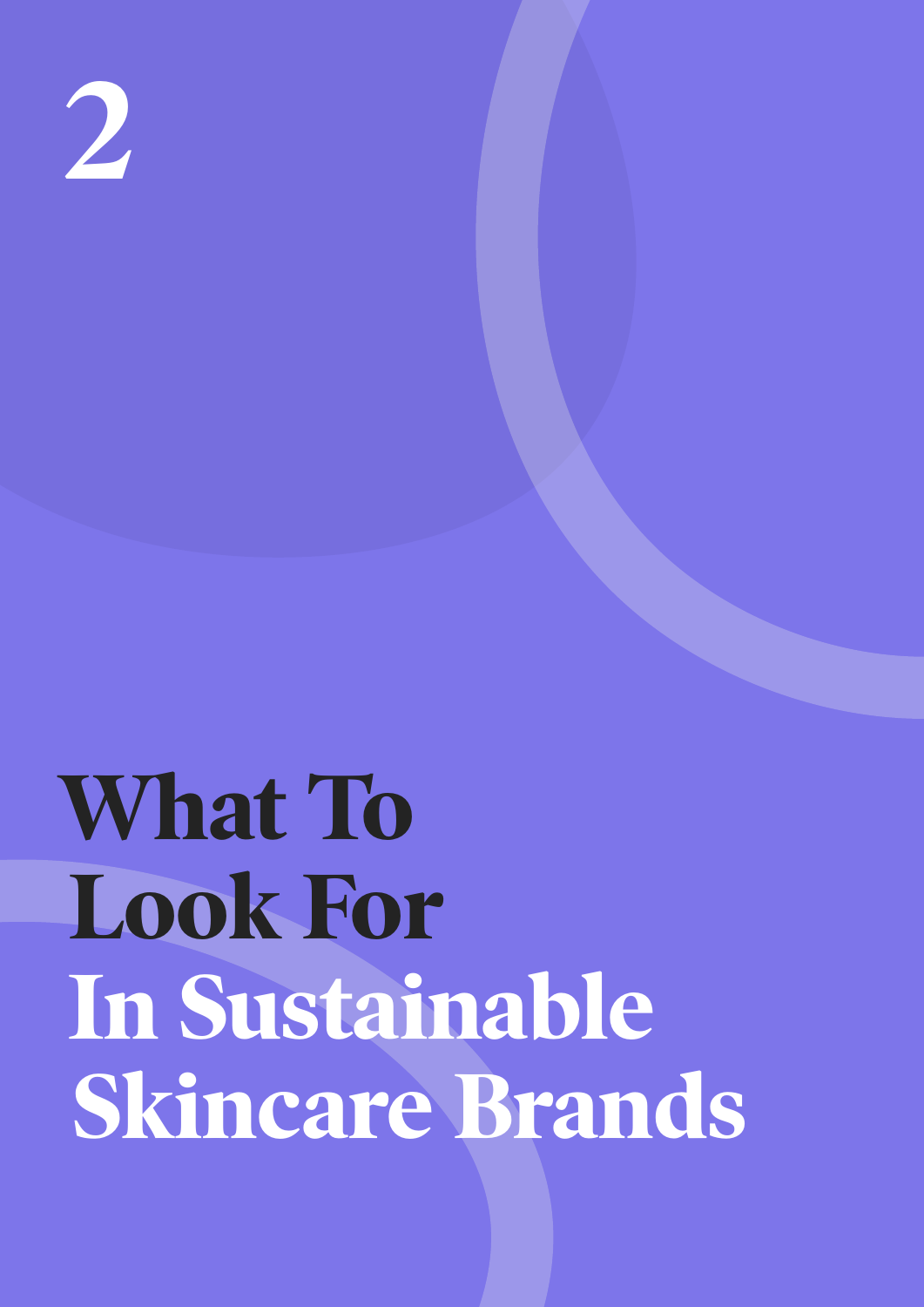# 2

# What To Look For In Sustainable Skincare Brands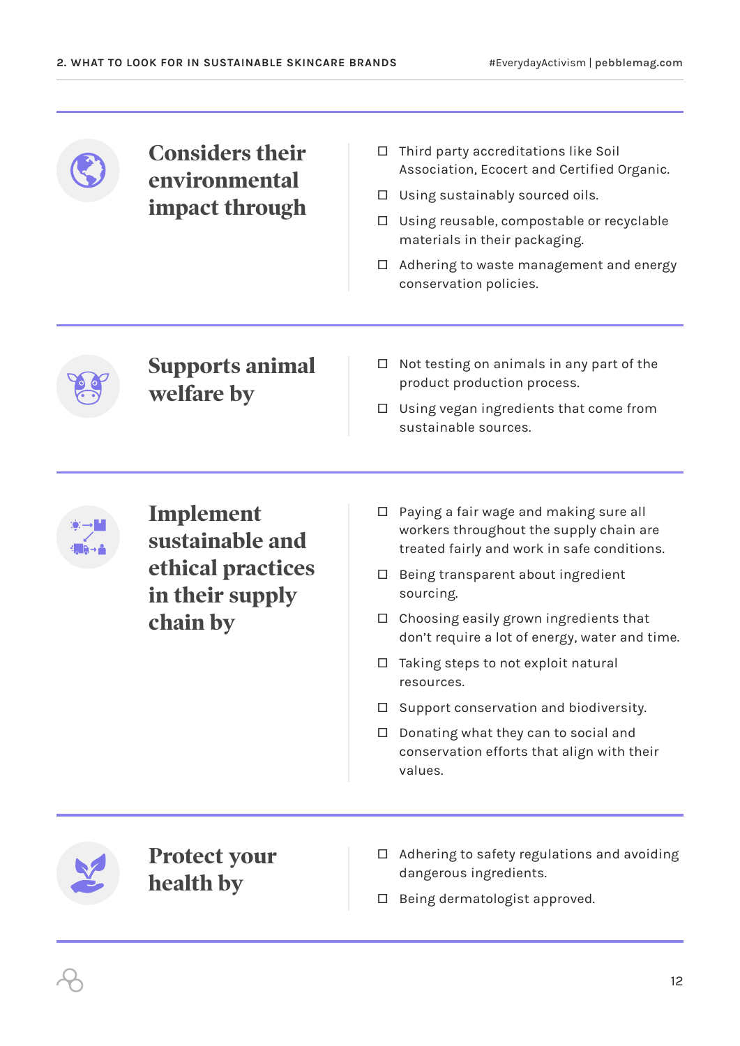## Considers their environmental impact through

- ☐ Third party accreditations like Soil Association, Ecocert and Certified Organic.
- ☐ Using sustainably sourced oils.
- ☐ Using reusable, compostable or recyclable materials in their packaging.
- ☐ Adhering to waste management and energy conservation policies.

## Supports animal welfare by

- ☐ Not testing on animals in any part of the product production process.
- ☐ Using vegan ingredients that come from sustainable sources.

## Implement sustainable and ethical practices in their supply chain by

- ☐ Paying a fair wage and making sure all workers throughout the supply chain are treated fairly and work in safe conditions.
- ☐ Being transparent about ingredient sourcing.
- ☐ Choosing easily grown ingredients that don't require a lot of energy, water and time.
- ☐ Taking steps to not exploit natural resources.
- ☐ Support conservation and biodiversity.
- ☐ Donating what they can to social and conservation efforts that align with their values.

## Protect your health by

- ☐ Adhering to safety regulations and avoiding dangerous ingredients.
- ☐ Being dermatologist approved.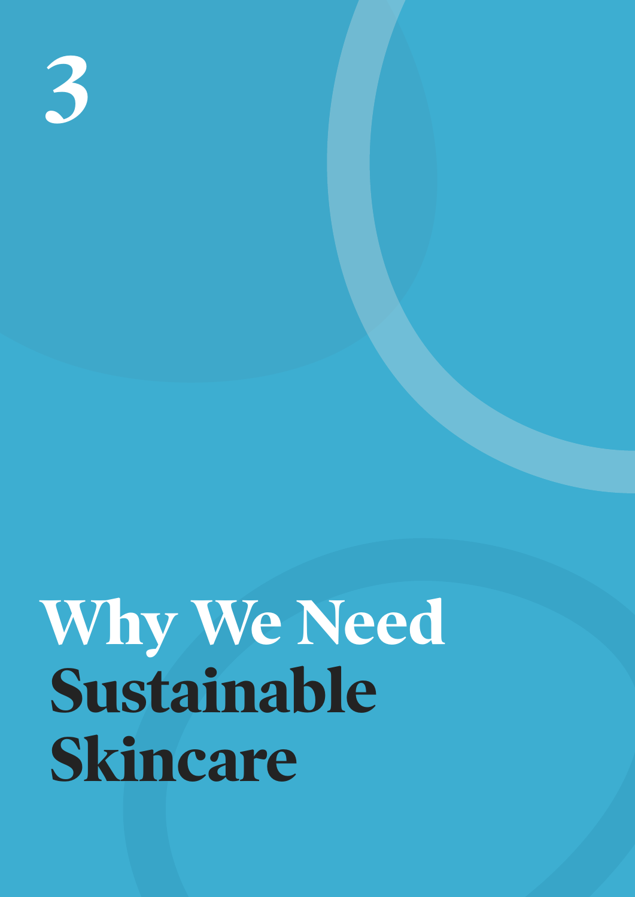# 3

# Why We Need Sustainable Skincare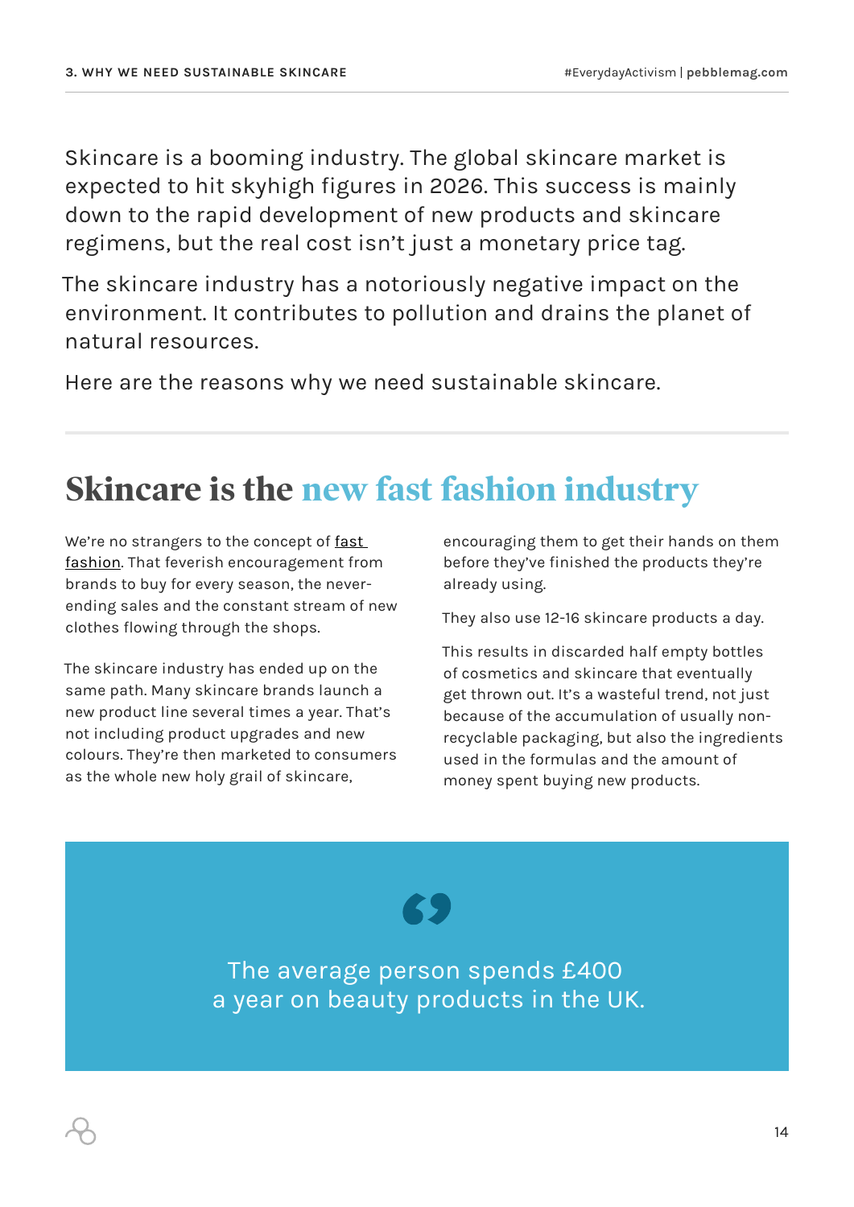Skincare is a booming industry. The global skincare market is expected to hit skyhigh figures in 2026. This success is mainly down to the rapid development of new products and skincare regimens, but the real cost isn't just a monetary price tag.

The skincare industry has a notoriously negative impact on the environment. It contributes to pollution and drains the planet of natural resources.

Here are the reasons why we need sustainable skincare.

## Skincare is the new fast fashion industry

We're no strangers to the concept of fast fashion. That feverish encouragement from brands to buy for every season, the never-ending sales and the constant stream of new clothes flowing through the shops.

The skincare industry has ended up on the same path. Many skincare brands launch a new product line several times a year. That's not including product upgrades and new colours. They're then marketed to consumers as the whole new holy grail of skincare, encouraging them to get their hands on them before they've finished the products they're already using.

They also use 12-16 skincare products a day.

This results in discarded half empty bottles of cosmetics and skincare that eventually get thrown out. It's a wasteful trend, not just because of the accumulation of usually non-recyclable packaging, but also the ingredients used in the formulas and the amount of money spent buying new products.

> The average person spends £400 a year on beauty products in the UK.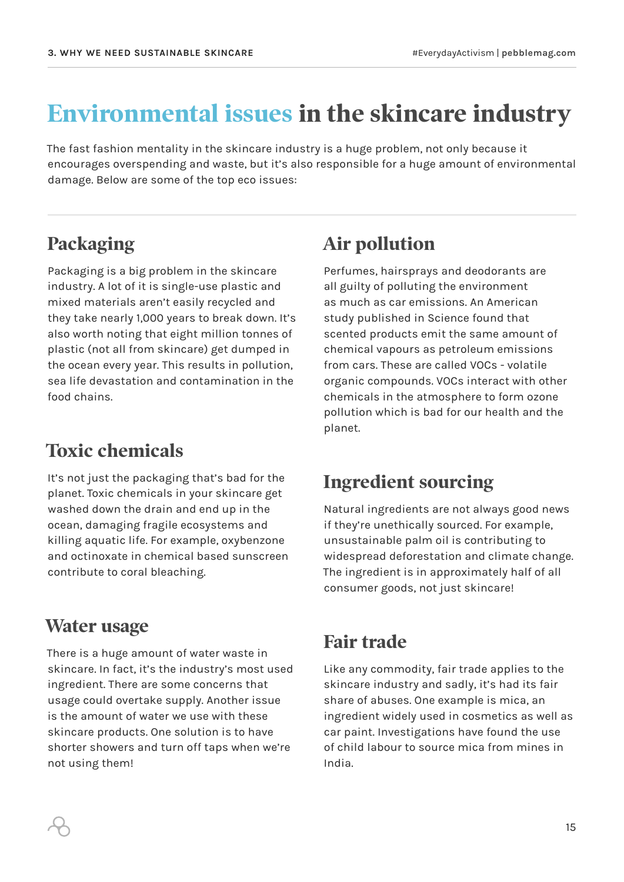# Environmental issues in the skincare industry

The fast fashion mentality in the skincare industry is a huge problem, not only because it encourages overspending and waste, but it's also responsible for a huge amount of environmental damage. Below are some of the top eco issues:

## Packaging

Packaging is a big problem in the skincare industry. A lot of it is single-use plastic and mixed materials aren't easily recycled and they take nearly 1,000 years to break down. It's also worth noting that eight million tonnes of plastic (not all from skincare) get dumped in the ocean every year. This results in pollution, sea life devastation and contamination in the food chains.

## Toxic chemicals

It's not just the packaging that's bad for the planet. Toxic chemicals in your skincare get washed down the drain and end up in the ocean, damaging fragile ecosystems and killing aquatic life. For example, oxybenzone and octinoxate in chemical based sunscreen contribute to coral bleaching.

## Water usage

There is a huge amount of water waste in skincare. In fact, it's the industry's most used ingredient. There are some concerns that usage could overtake supply. Another issue is the amount of water we use with these skincare products. One solution is to have shorter showers and turn off taps when we're not using them!

## Air pollution

Perfumes, hairsprays and deodorants are all guilty of polluting the environment as much as car emissions. An American study published in Science found that scented products emit the same amount of chemical vapours as petroleum emissions from cars. These are called VOCs - volatile organic compounds. VOCs interact with other chemicals in the atmosphere to form ozone pollution which is bad for our health and the planet.

## Ingredient sourcing

Natural ingredients are not always good news if they're unethically sourced. For example, unsustainable palm oil is contributing to widespread deforestation and climate change. The ingredient is in approximately half of all consumer goods, not just skincare!

## Fair trade

Like any commodity, fair trade applies to the skincare industry and sadly, it's had its fair share of abuses. One example is mica, an ingredient widely used in cosmetics as well as car paint. Investigations have found the use of child labour to source mica from mines in India.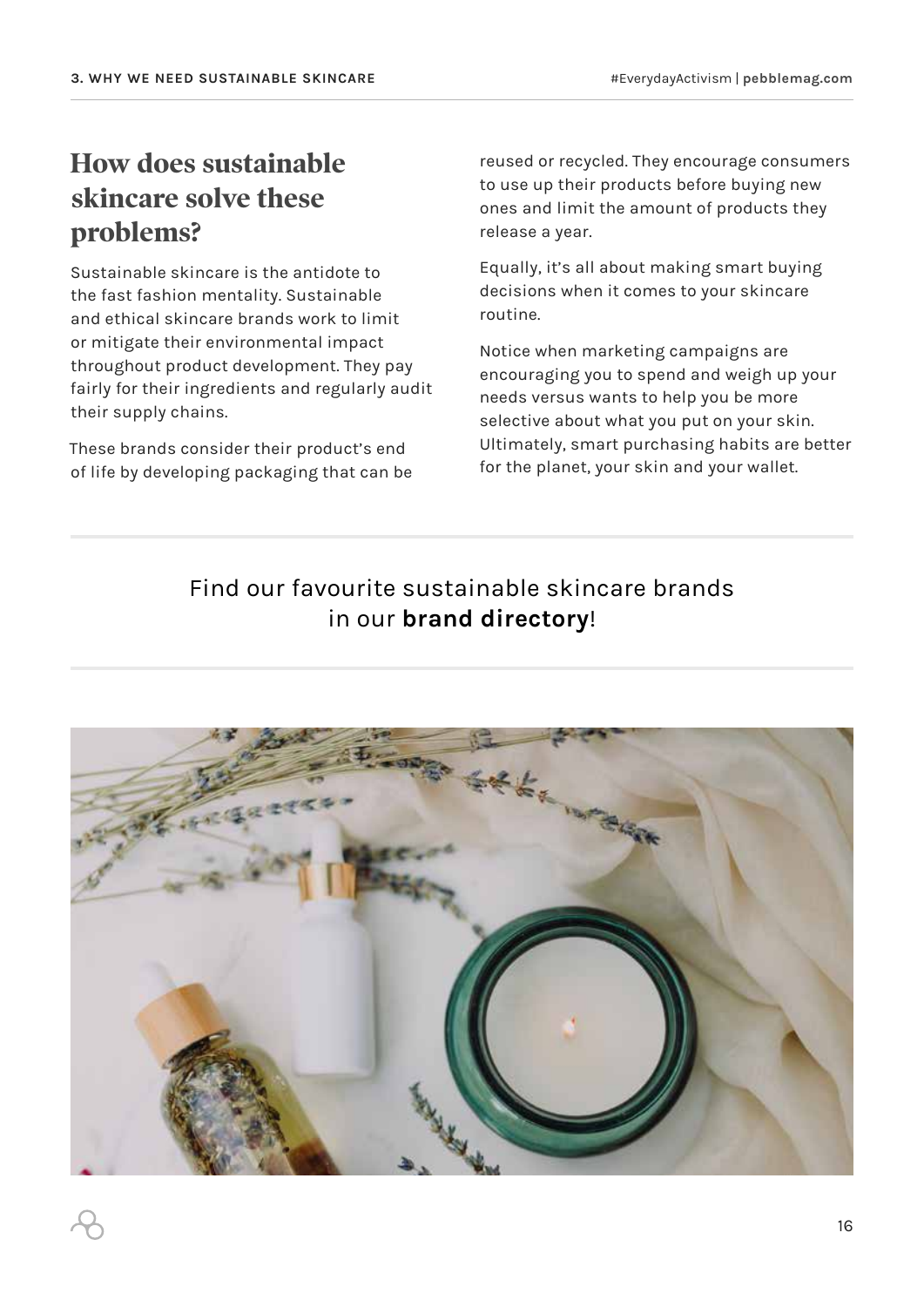## How does sustainable skincare solve these problems?

Sustainable skincare is the antidote to the fast fashion mentality. Sustainable and ethical skincare brands work to limit or mitigate their environmental impact throughout product development. They pay fairly for their ingredients and regularly audit their supply chains.

These brands consider their product's end of life by developing packaging that can be reused or recycled. They encourage consumers to use up their products before buying new ones and limit the amount of products they release a year.

Equally, it's all about making smart buying decisions when it comes to your skincare routine.

Notice when marketing campaigns are encouraging you to spend and weigh up your needs versus wants to help you be more selective about what you put on your skin. Ultimately, smart purchasing habits are better for the planet, your skin and your wallet.

---

Find our favourite sustainable skincare brands in our **brand directory**!

---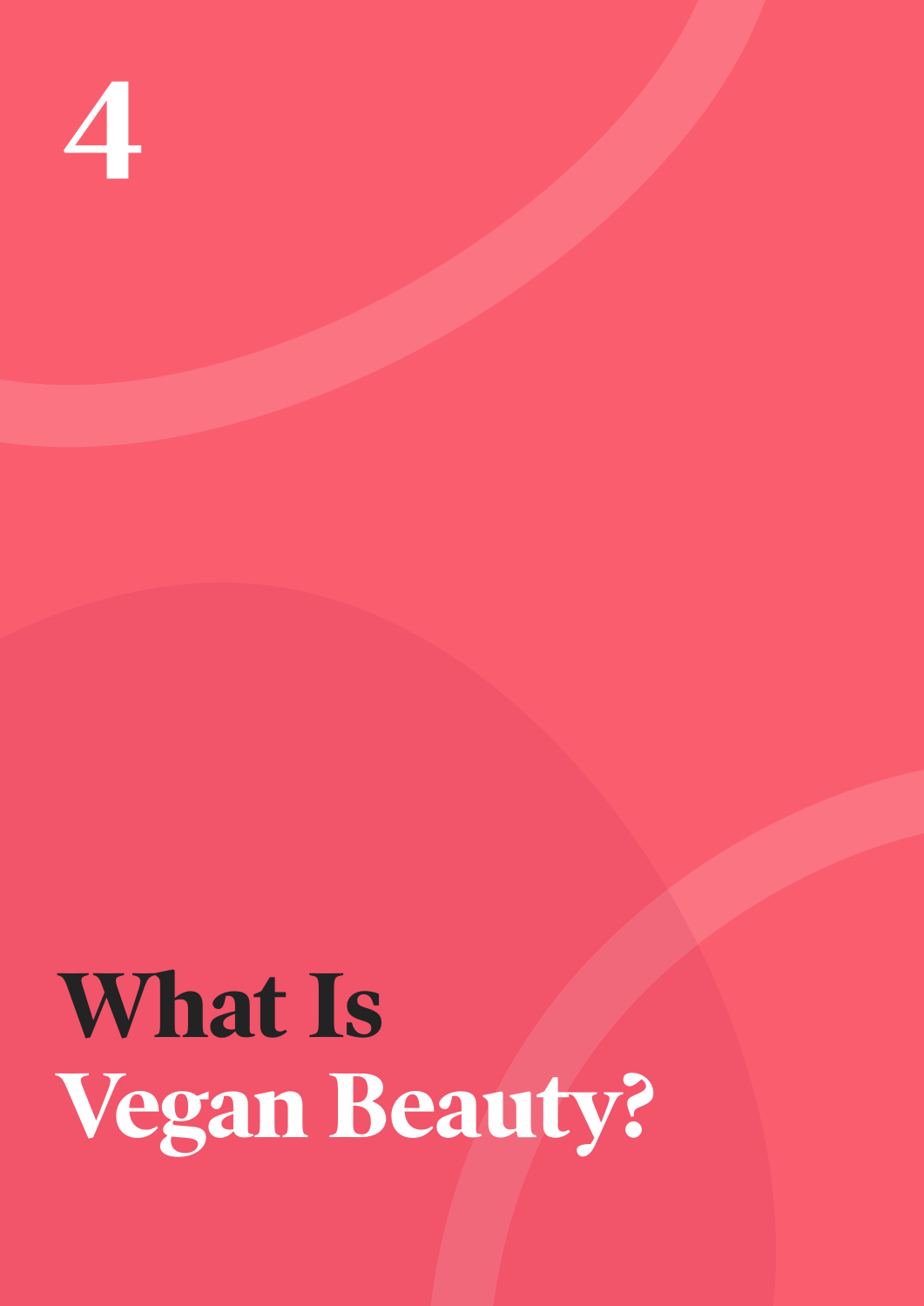# 4

# What Is Vegan Beauty?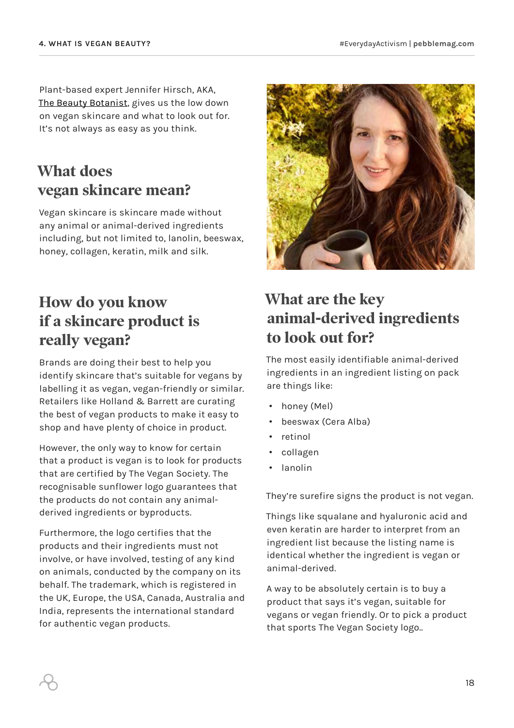Plant-based expert Jennifer Hirsch, AKA, The Beauty Botanist, gives us the low down on vegan skincare and what to look out for. It's not always as easy as you think.

## What does vegan skincare mean?

Vegan skincare is skincare made without any animal or animal-derived ingredients including, but not limited to, lanolin, beeswax, honey, collagen, keratin, milk and silk.

## How do you know if a skincare product is really vegan?

Brands are doing their best to help you identify skincare that's suitable for vegans by labelling it as vegan, vegan-friendly or similar. Retailers like Holland & Barrett are curating the best of vegan products to make it easy to shop and have plenty of choice in product.

However, the only way to know for certain that a product is vegan is to look for products that are certified by The Vegan Society. The recognisable sunflower logo guarantees that the products do not contain any animal-derived ingredients or byproducts.

Furthermore, the logo certifies that the products and their ingredients must not involve, or have involved, testing of any kind on animals, conducted by the company on its behalf. The trademark, which is registered in the UK, Europe, the USA, Canada, Australia and India, represents the international standard for authentic vegan products.

## What are the key animal-derived ingredients to look out for?

The most easily identifiable animal-derived ingredients in an ingredient listing on pack are things like:

- honey (Mel)
- beeswax (Cera Alba)
- retinol
- collagen
- lanolin

They're surefire signs the product is not vegan.

Things like squalane and hyaluronic acid and even keratin are harder to interpret from an ingredient list because the listing name is identical whether the ingredient is vegan or animal-derived.

A way to be absolutely certain is to buy a product that says it's vegan, suitable for vegans or vegan friendly. Or to pick a product that sports The Vegan Society logo..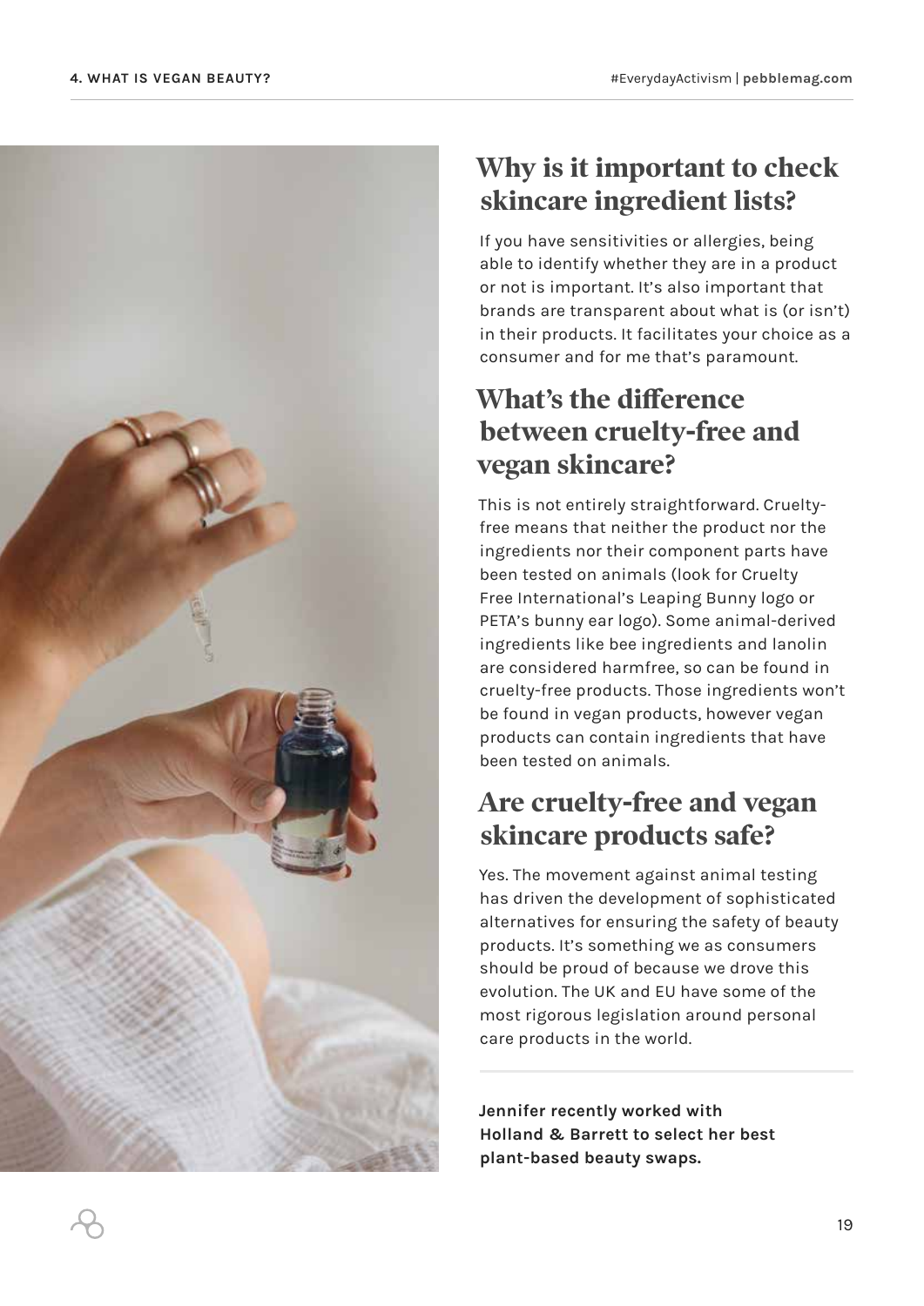## Why is it important to check skincare ingredient lists?

If you have sensitivities or allergies, being able to identify whether they are in a product or not is important. It's also important that brands are transparent about what is (or isn't) in their products. It facilitates your choice as a consumer and for me that's paramount.

## What's the difference between cruelty-free and vegan skincare?

This is not entirely straightforward. Cruelty-free means that neither the product nor the ingredients nor their component parts have been tested on animals (look for Cruelty Free International's Leaping Bunny logo or PETA's bunny ear logo). Some animal-derived ingredients like bee ingredients and lanolin are considered harmfree, so can be found in cruelty-free products. Those ingredients won't be found in vegan products, however vegan products can contain ingredients that have been tested on animals.

## Are cruelty-free and vegan skincare products safe?

Yes. The movement against animal testing has driven the development of sophisticated alternatives for ensuring the safety of beauty products. It's something we as consumers should be proud of because we drove this evolution. The UK and EU have some of the most rigorous legislation around personal care products in the world.

---

**Jennifer recently worked with Holland & Barrett to select her best plant-based beauty swaps.**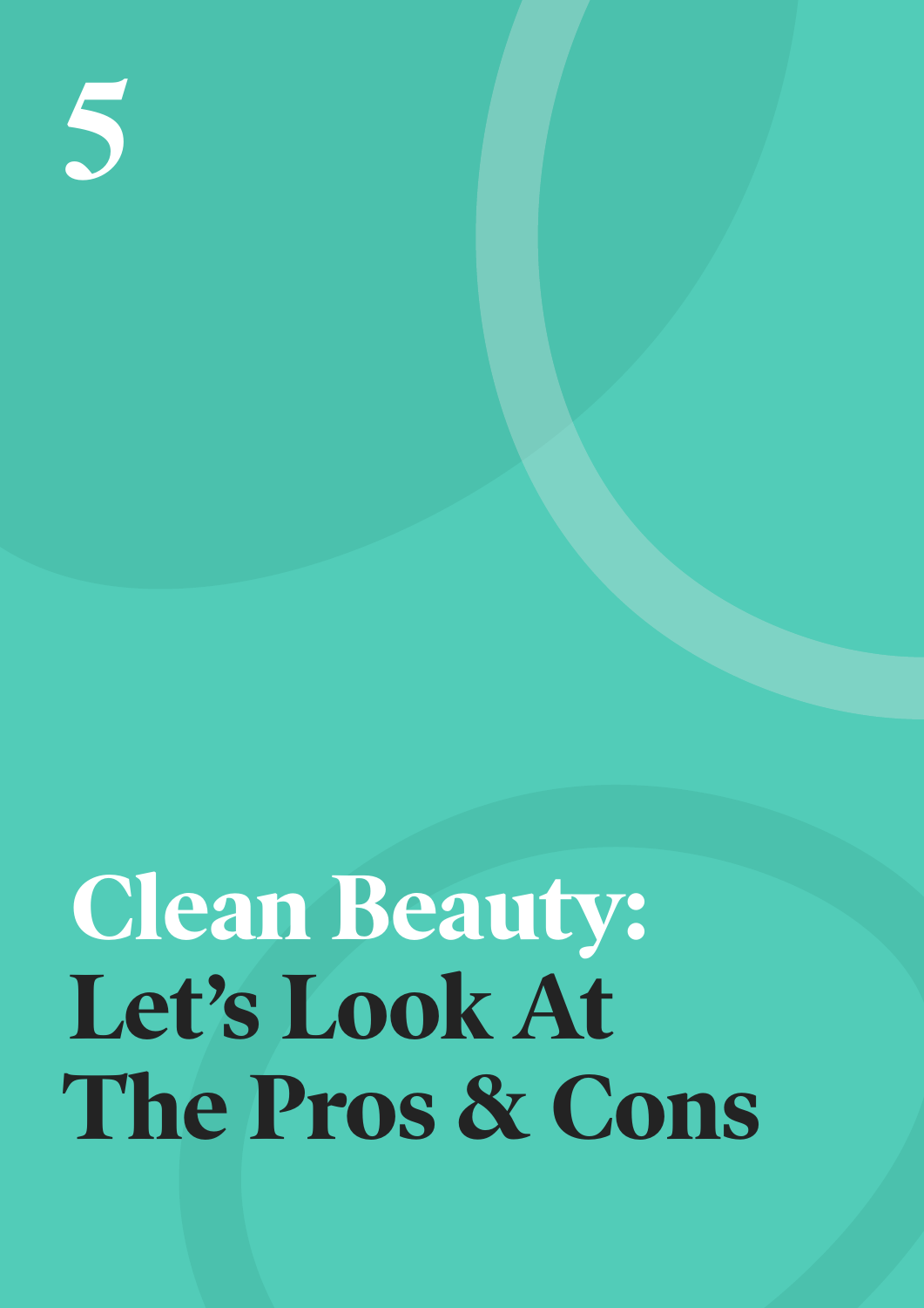# 5

# Clean Beauty: Let's Look At The Pros & Cons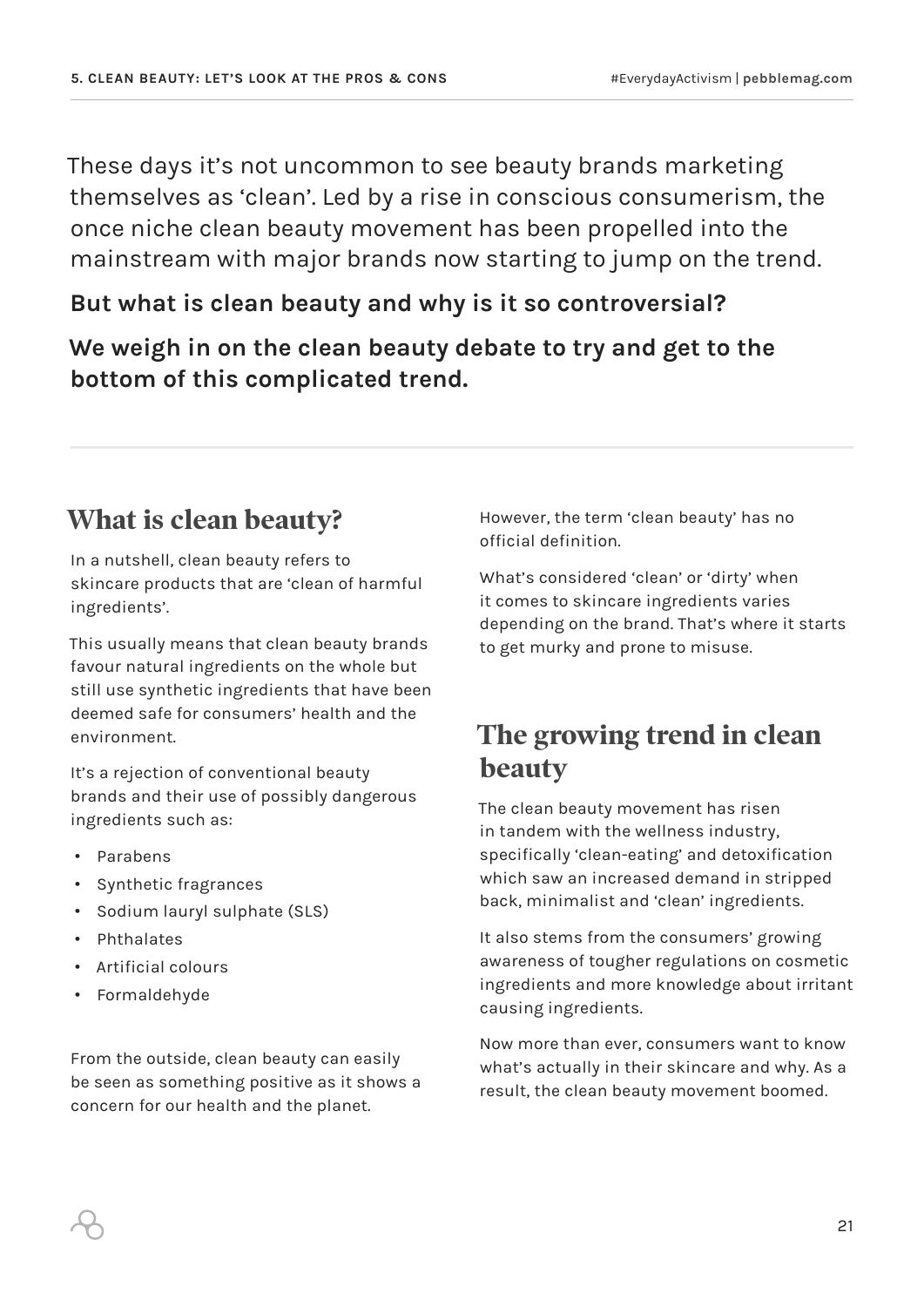These days it's not uncommon to see beauty brands marketing themselves as 'clean'. Led by a rise in conscious consumerism, the once niche clean beauty movement has been propelled into the mainstream with major brands now starting to jump on the trend.

**But what is clean beauty and why is it so controversial?**

**We weigh in on the clean beauty debate to try and get to the bottom of this complicated trend.**

## What is clean beauty?

In a nutshell, clean beauty refers to skincare products that are 'clean of harmful ingredients'.

This usually means that clean beauty brands favour natural ingredients on the whole but still use synthetic ingredients that have been deemed safe for consumers' health and the environment.

It's a rejection of conventional beauty brands and their use of possibly dangerous ingredients such as:

- Parabens
- Synthetic fragrances
- Sodium lauryl sulphate (SLS)
- Phthalates
- Artificial colours
- Formaldehyde

From the outside, clean beauty can easily be seen as something positive as it shows a concern for our health and the planet.

However, the term 'clean beauty' has no official definition.

What's considered 'clean' or 'dirty' when it comes to skincare ingredients varies depending on the brand. That's where it starts to get murky and prone to misuse.

## The growing trend in clean beauty

The clean beauty movement has risen in tandem with the wellness industry, specifically 'clean-eating' and detoxification which saw an increased demand in stripped back, minimalist and 'clean' ingredients.

It also stems from the consumers' growing awareness of tougher regulations on cosmetic ingredients and more knowledge about irritant causing ingredients.

Now more than ever, consumers want to know what's actually in their skincare and why. As a result, the clean beauty movement boomed.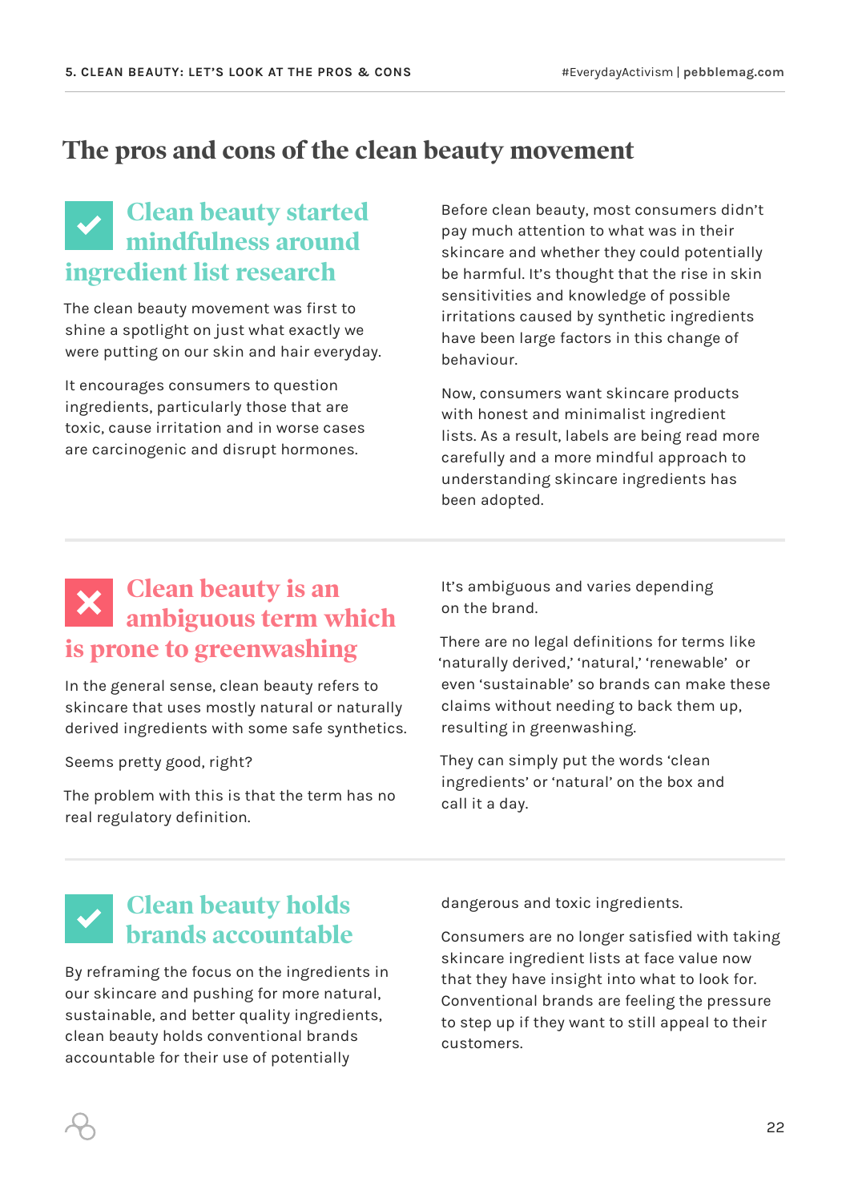# The pros and cons of the clean beauty movement

## ✓ Clean beauty started mindfulness around ingredient list research

The clean beauty movement was first to shine a spotlight on just what exactly we were putting on our skin and hair everyday.

It encourages consumers to question ingredients, particularly those that are toxic, cause irritation and in worse cases are carcinogenic and disrupt hormones.

Before clean beauty, most consumers didn't pay much attention to what was in their skincare and whether they could potentially be harmful. It's thought that the rise in skin sensitivities and knowledge of possible irritations caused by synthetic ingredients have been large factors in this change of behaviour.

Now, consumers want skincare products with honest and minimalist ingredient lists. As a result, labels are being read more carefully and a more mindful approach to understanding skincare ingredients has been adopted.

## ✗ Clean beauty is an ambiguous term which is prone to greenwashing

In the general sense, clean beauty refers to skincare that uses mostly natural or naturally derived ingredients with some safe synthetics.

Seems pretty good, right?

The problem with this is that the term has no real regulatory definition.

It's ambiguous and varies depending on the brand.

There are no legal definitions for terms like 'naturally derived,' 'natural,' 'renewable' or even 'sustainable' so brands can make these claims without needing to back them up, resulting in greenwashing.

They can simply put the words 'clean ingredients' or 'natural' on the box and call it a day.

## ✓ Clean beauty holds brands accountable

By reframing the focus on the ingredients in our skincare and pushing for more natural, sustainable, and better quality ingredients, clean beauty holds conventional brands accountable for their use of potentially dangerous and toxic ingredients.

Consumers are no longer satisfied with taking skincare ingredient lists at face value now that they have insight into what to look for. Conventional brands are feeling the pressure to step up if they want to still appeal to their customers.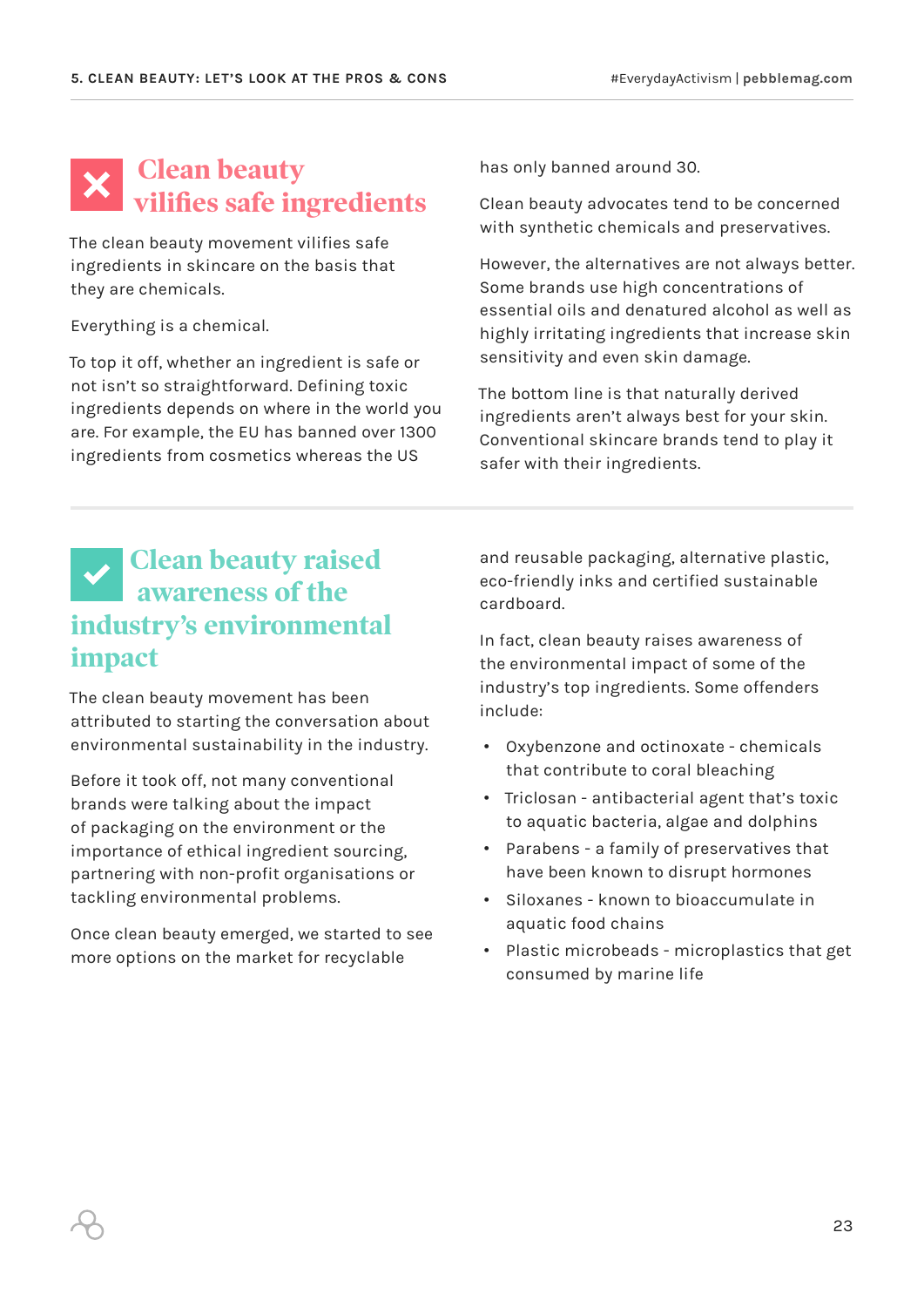## Clean beauty vilifies safe ingredients

The clean beauty movement vilifies safe ingredients in skincare on the basis that they are chemicals.

Everything is a chemical.

To top it off, whether an ingredient is safe or not isn't so straightforward. Defining toxic ingredients depends on where in the world you are. For example, the EU has banned over 1300 ingredients from cosmetics whereas the US has only banned around 30.

Clean beauty advocates tend to be concerned with synthetic chemicals and preservatives.

However, the alternatives are not always better. Some brands use high concentrations of essential oils and denatured alcohol as well as highly irritating ingredients that increase skin sensitivity and even skin damage.

The bottom line is that naturally derived ingredients aren't always best for your skin. Conventional skincare brands tend to play it safer with their ingredients.

## Clean beauty raised awareness of the industry's environmental impact

The clean beauty movement has been attributed to starting the conversation about environmental sustainability in the industry.

Before it took off, not many conventional brands were talking about the impact of packaging on the environment or the importance of ethical ingredient sourcing, partnering with non-profit organisations or tackling environmental problems.

Once clean beauty emerged, we started to see more options on the market for recyclable and reusable packaging, alternative plastic, eco-friendly inks and certified sustainable cardboard.

In fact, clean beauty raises awareness of the environmental impact of some of the industry's top ingredients. Some offenders include:

- Oxybenzone and octinoxate - chemicals that contribute to coral bleaching
- Triclosan - antibacterial agent that's toxic to aquatic bacteria, algae and dolphins
- Parabens - a family of preservatives that have been known to disrupt hormones
- Siloxanes - known to bioaccumulate in aquatic food chains
- Plastic microbeads - microplastics that get consumed by marine life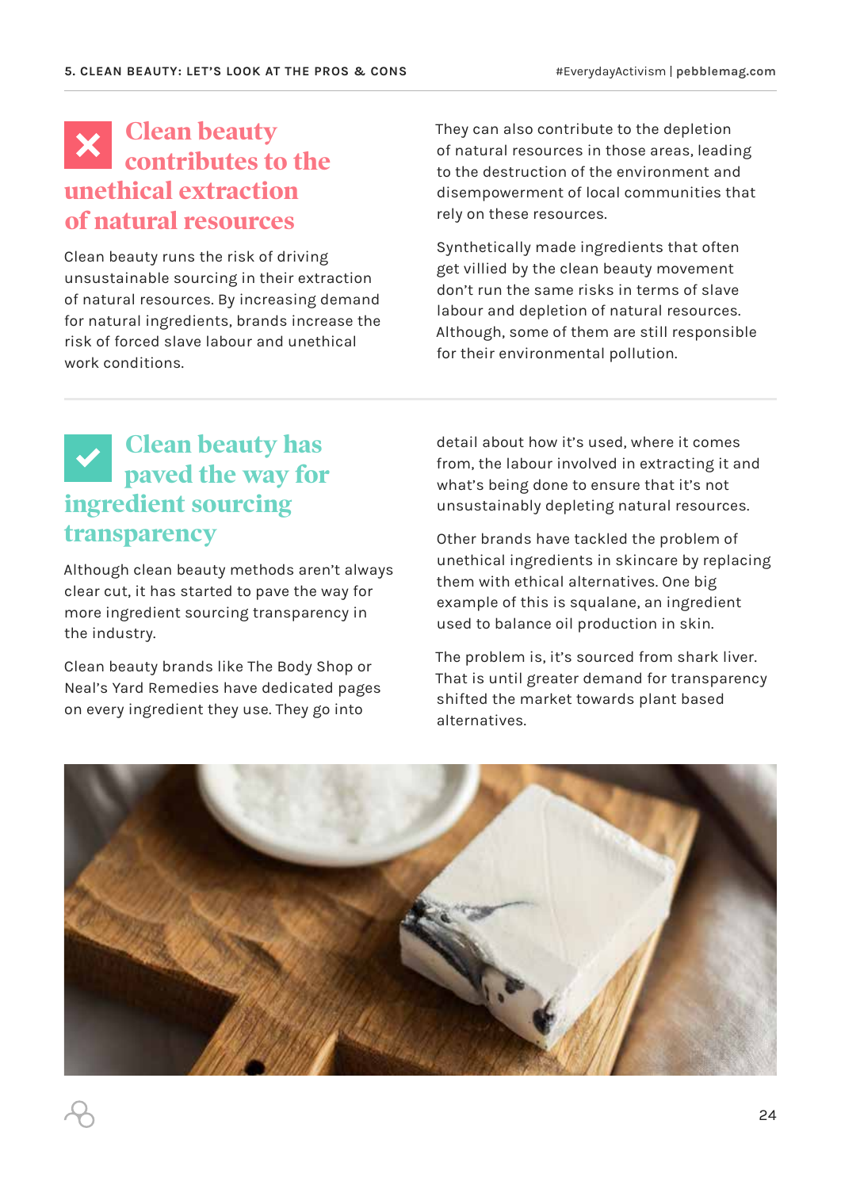## ✕ Clean beauty contributes to the unethical extraction of natural resources

Clean beauty runs the risk of driving unsustainable sourcing in their extraction of natural resources. By increasing demand for natural ingredients, brands increase the risk of forced slave labour and unethical work conditions.

They can also contribute to the depletion of natural resources in those areas, leading to the destruction of the environment and disempowerment of local communities that rely on these resources.

Synthetically made ingredients that often get villied by the clean beauty movement don't run the same risks in terms of slave labour and depletion of natural resources. Although, some of them are still responsible for their environmental pollution.

## ✓ Clean beauty has paved the way for ingredient sourcing transparency

Although clean beauty methods aren't always clear cut, it has started to pave the way for more ingredient sourcing transparency in the industry.

Clean beauty brands like The Body Shop or Neal's Yard Remedies have dedicated pages on every ingredient they use. They go into detail about how it's used, where it comes from, the labour involved in extracting it and what's being done to ensure that it's not unsustainably depleting natural resources.

Other brands have tackled the problem of unethical ingredients in skincare by replacing them with ethical alternatives. One big example of this is squalane, an ingredient used to balance oil production in skin.

The problem is, it's sourced from shark liver. That is until greater demand for transparency shifted the market towards plant based alternatives.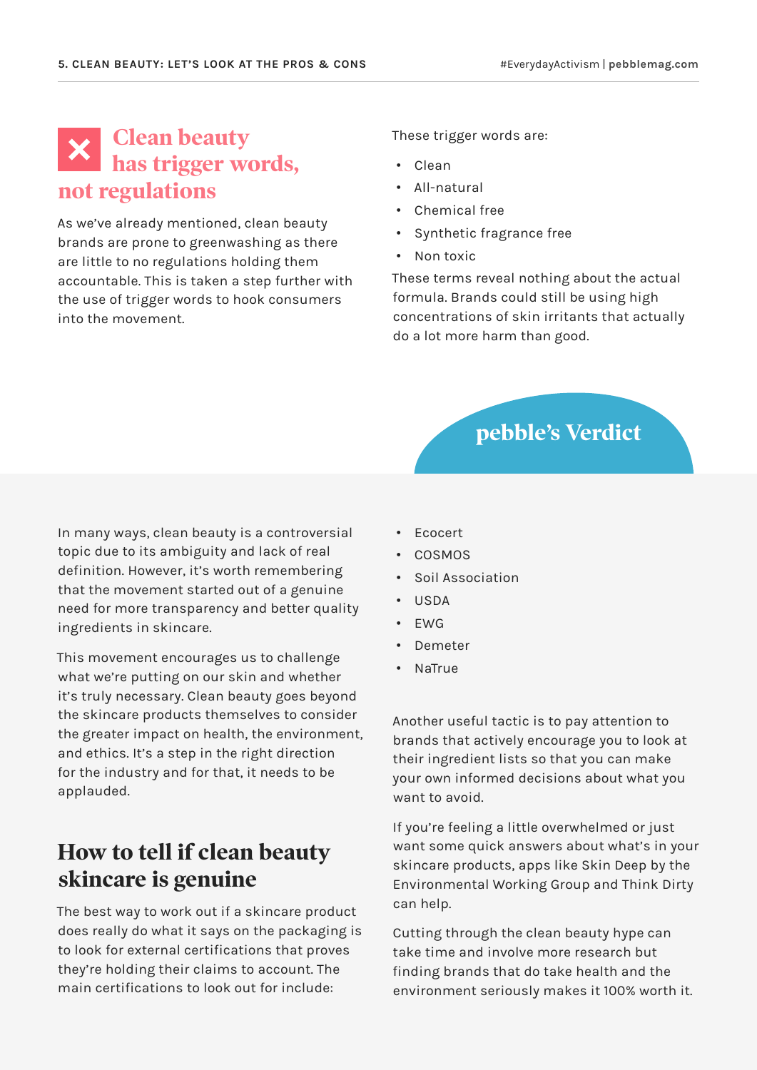## ✕ Clean beauty has trigger words, not regulations

As we've already mentioned, clean beauty brands are prone to greenwashing as there are little to no regulations holding them accountable. This is taken a step further with the use of trigger words to hook consumers into the movement.

These trigger words are:

- Clean
- All-natural
- Chemical free
- Synthetic fragrance free
- Non toxic

These terms reveal nothing about the actual formula. Brands could still be using high concentrations of skin irritants that actually do a lot more harm than good.

## pebble's Verdict

In many ways, clean beauty is a controversial topic due to its ambiguity and lack of real definition. However, it's worth remembering that the movement started out of a genuine need for more transparency and better quality ingredients in skincare.

This movement encourages us to challenge what we're putting on our skin and whether it's truly necessary. Clean beauty goes beyond the skincare products themselves to consider the greater impact on health, the environment, and ethics. It's a step in the right direction for the industry and for that, it needs to be applauded.

## How to tell if clean beauty skincare is genuine

The best way to work out if a skincare product does really do what it says on the packaging is to look for external certifications that proves they're holding their claims to account. The main certifications to look out for include:

- Ecocert
- COSMOS
- Soil Association
- USDA
- EWG
- Demeter
- NaTrue

Another useful tactic is to pay attention to brands that actively encourage you to look at their ingredient lists so that you can make your own informed decisions about what you want to avoid.

If you're feeling a little overwhelmed or just want some quick answers about what's in your skincare products, apps like Skin Deep by the Environmental Working Group and Think Dirty can help.

Cutting through the clean beauty hype can take time and involve more research but finding brands that do take health and the environment seriously makes it 100% worth it.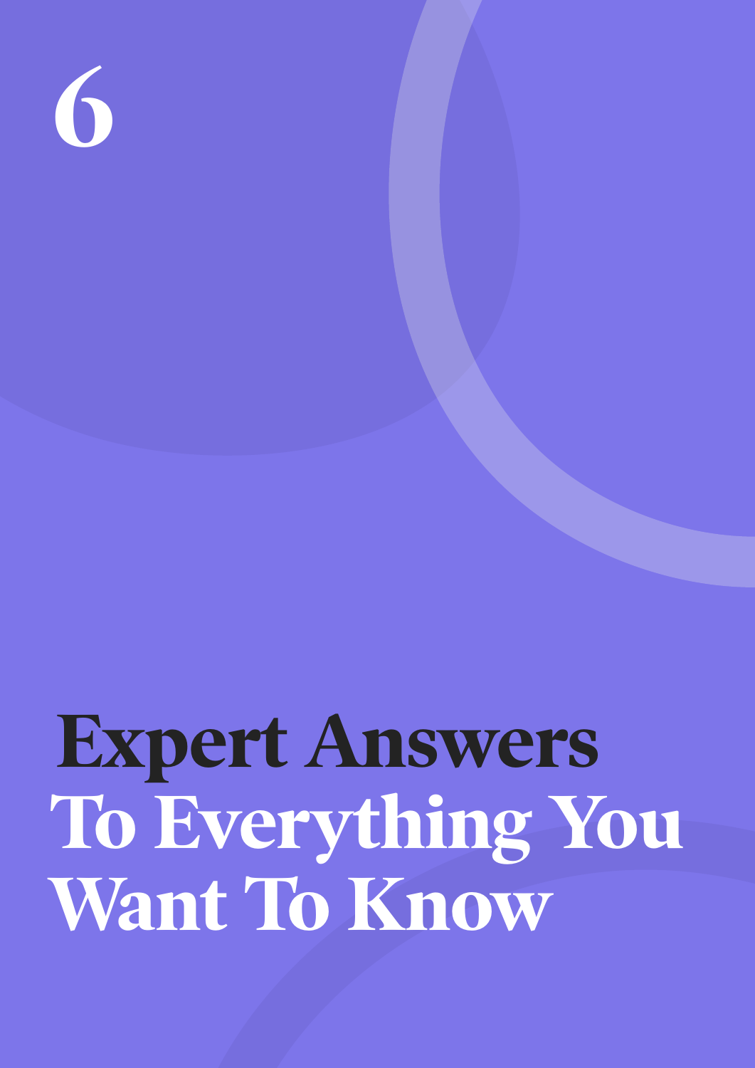# 6

# Expert Answers To Everything You Want To Know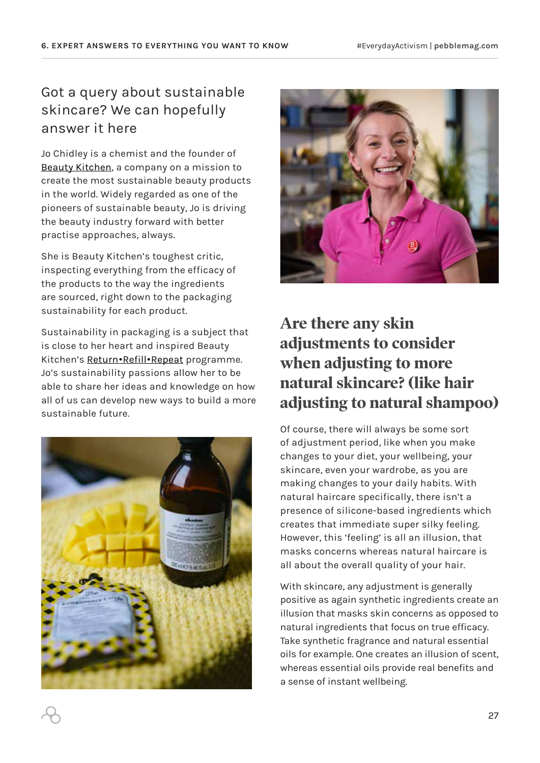## Got a query about sustainable skincare? We can hopefully answer it here

Jo Chidley is a chemist and the founder of Beauty Kitchen, a company on a mission to create the most sustainable beauty products in the world. Widely regarded as one of the pioneers of sustainable beauty, Jo is driving the beauty industry forward with better practise approaches, always.

She is Beauty Kitchen's toughest critic, inspecting everything from the efficacy of the products to the way the ingredients are sourced, right down to the packaging sustainability for each product.

Sustainability in packaging is a subject that is close to her heart and inspired Beauty Kitchen's Return•Refill•Repeat programme. Jo's sustainability passions allow her to be able to share her ideas and knowledge on how all of us can develop new ways to build a more sustainable future.

## Are there any skin adjustments to consider when adjusting to more natural skincare? (like hair adjusting to natural shampoo)

Of course, there will always be some sort of adjustment period, like when you make changes to your diet, your wellbeing, your skincare, even your wardrobe, as you are making changes to your daily habits. With natural haircare specifically, there isn't a presence of silicone-based ingredients which creates that immediate super silky feeling. However, this 'feeling' is all an illusion, that masks concerns whereas natural haircare is all about the overall quality of your hair.

With skincare, any adjustment is generally positive as again synthetic ingredients create an illusion that masks skin concerns as opposed to natural ingredients that focus on true efficacy. Take synthetic fragrance and natural essential oils for example. One creates an illusion of scent, whereas essential oils provide real benefits and a sense of instant wellbeing.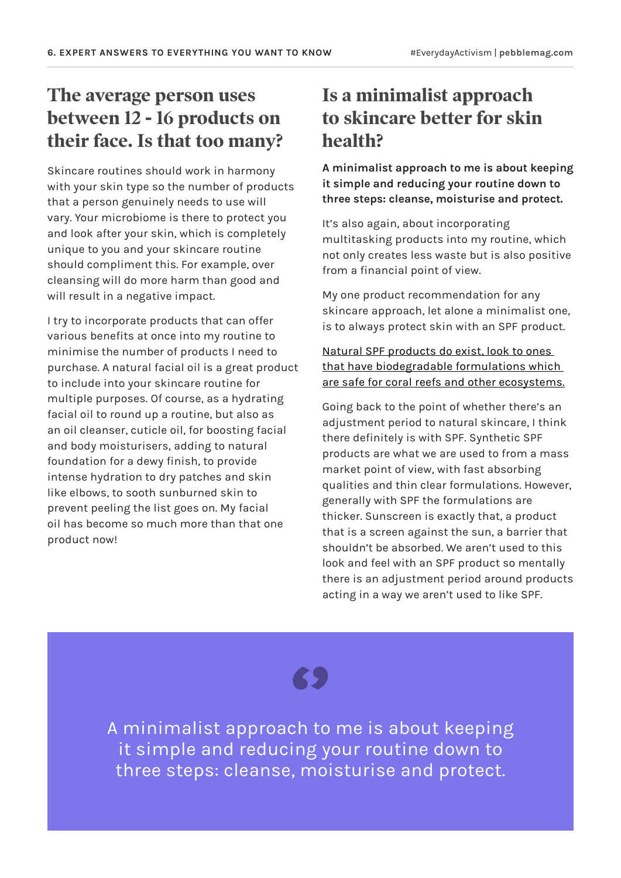## The average person uses between 12 - 16 products on their face. Is that too many?

Skincare routines should work in harmony with your skin type so the number of products that a person genuinely needs to use will vary. Your microbiome is there to protect you and look after your skin, which is completely unique to you and your skincare routine should compliment this. For example, over cleansing will do more harm than good and will result in a negative impact.

I try to incorporate products that can offer various benefits at once into my routine to minimise the number of products I need to purchase. A natural facial oil is a great product to include into your skincare routine for multiple purposes. Of course, as a hydrating facial oil to round up a routine, but also as an oil cleanser, cuticle oil, for boosting facial and body moisturisers, adding to natural foundation for a dewy finish, to provide intense hydration to dry patches and skin like elbows, to sooth sunburned skin to prevent peeling the list goes on. My facial oil has become so much more than that one product now!

## Is a minimalist approach to skincare better for skin health?

**A minimalist approach to me is about keeping it simple and reducing your routine down to three steps: cleanse, moisturise and protect.**

It's also again, about incorporating multitasking products into my routine, which not only creates less waste but is also positive from a financial point of view.

My one product recommendation for any skincare approach, let alone a minimalist one, is to always protect skin with an SPF product.

Natural SPF products do exist, look to ones that have biodegradable formulations which are safe for coral reefs and other ecosystems.

Going back to the point of whether there's an adjustment period to natural skincare, I think there definitely is with SPF. Synthetic SPF products are what we are used to from a mass market point of view, with fast absorbing qualities and thin clear formulations. However, generally with SPF the formulations are thicker. Sunscreen is exactly that, a product that is a screen against the sun, a barrier that shouldn't be absorbed. We aren't used to this look and feel with an SPF product so mentally there is an adjustment period around products acting in a way we aren't used to like SPF.

> A minimalist approach to me is about keeping it simple and reducing your routine down to three steps: cleanse, moisturise and protect.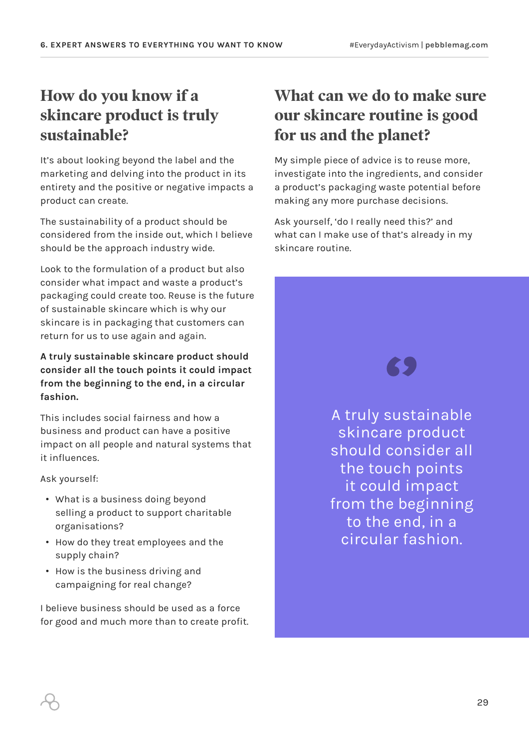## How do you know if a skincare product is truly sustainable?

It's about looking beyond the label and the marketing and delving into the product in its entirety and the positive or negative impacts a product can create.

The sustainability of a product should be considered from the inside out, which I believe should be the approach industry wide.

Look to the formulation of a product but also consider what impact and waste a product's packaging could create too. Reuse is the future of sustainable skincare which is why our skincare is in packaging that customers can return for us to use again and again.

**A truly sustainable skincare product should consider all the touch points it could impact from the beginning to the end, in a circular fashion.**

This includes social fairness and how a business and product can have a positive impact on all people and natural systems that it influences.

Ask yourself:

- What is a business doing beyond selling a product to support charitable organisations?
- How do they treat employees and the supply chain?
- How is the business driving and campaigning for real change?

I believe business should be used as a force for good and much more than to create profit.

## What can we do to make sure our skincare routine is good for us and the planet?

My simple piece of advice is to reuse more, investigate into the ingredients, and consider a product's packaging waste potential before making any more purchase decisions.

Ask yourself, 'do I really need this?' and what can I make use of that's already in my skincare routine.

> A truly sustainable skincare product should consider all the touch points it could impact from the beginning to the end, in a circular fashion.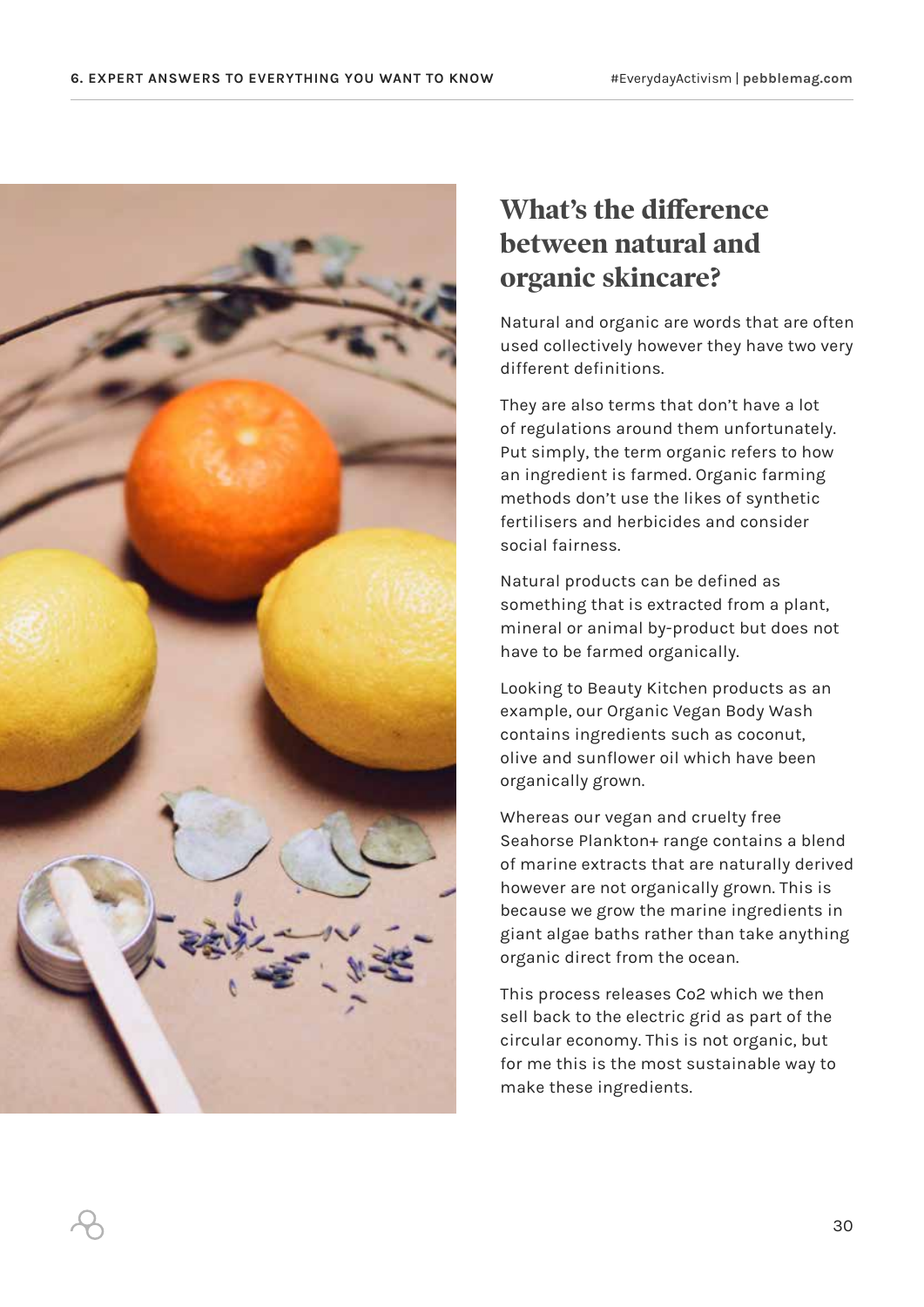## What's the difference between natural and organic skincare?

Natural and organic are words that are often used collectively however they have two very different definitions.

They are also terms that don't have a lot of regulations around them unfortunately. Put simply, the term organic refers to how an ingredient is farmed. Organic farming methods don't use the likes of synthetic fertilisers and herbicides and consider social fairness.

Natural products can be defined as something that is extracted from a plant, mineral or animal by-product but does not have to be farmed organically.

Looking to Beauty Kitchen products as an example, our Organic Vegan Body Wash contains ingredients such as coconut, olive and sunflower oil which have been organically grown.

Whereas our vegan and cruelty free Seahorse Plankton+ range contains a blend of marine extracts that are naturally derived however are not organically grown. This is because we grow the marine ingredients in giant algae baths rather than take anything organic direct from the ocean.

This process releases Co2 which we then sell back to the electric grid as part of the circular economy. This is not organic, but for me this is the most sustainable way to make these ingredients.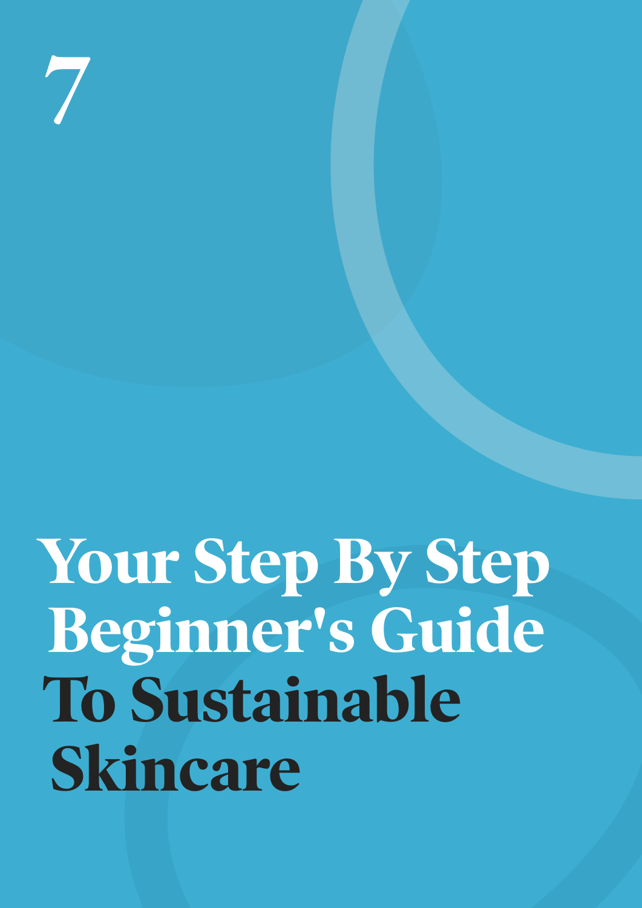# 7

# Your Step By Step Beginner's Guide To Sustainable Skincare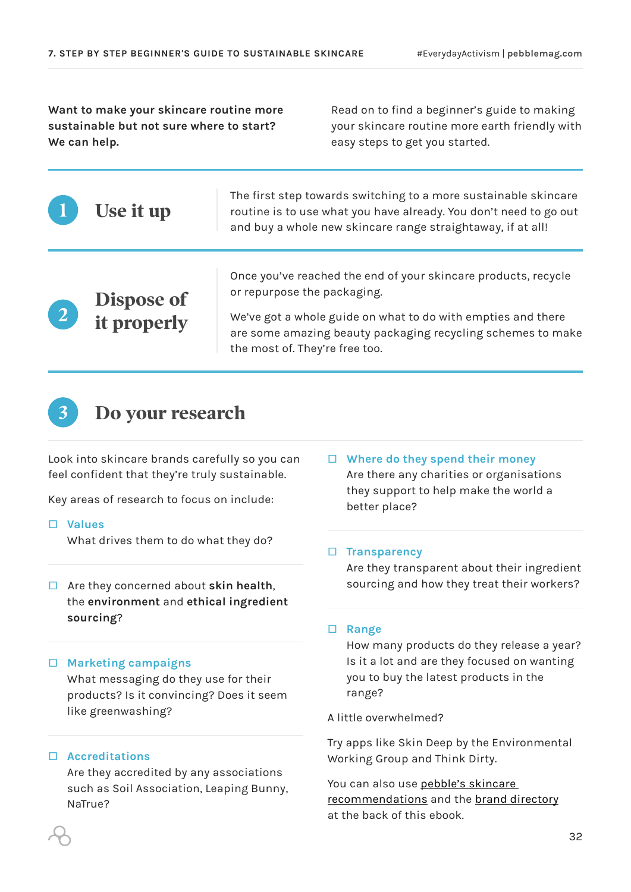**Want to make your skincare routine more sustainable but not sure where to start? We can help.**

Read on to find a beginner's guide to making your skincare routine more earth friendly with easy steps to get you started.

## 1 Use it up

The first step towards switching to a more sustainable skincare routine is to use what you have already. You don't need to go out and buy a whole new skincare range straightaway, if at all!

## 2 Dispose of it properly

Once you've reached the end of your skincare products, recycle or repurpose the packaging.

We've got a whole guide on what to do with empties and there are some amazing beauty packaging recycling schemes to make the most of. They're free too.

## 3 Do your research

Look into skincare brands carefully so you can feel confident that they're truly sustainable.

Key areas of research to focus on include:

- ☐ **Values**
  What drives them to do what they do?

- ☐ Are they concerned about **skin health**, the **environment** and **ethical ingredient sourcing**?

- ☐ **Marketing campaigns**
  What messaging do they use for their products? Is it convincing? Does it seem like greenwashing?

- ☐ **Accreditations**
  Are they accredited by any associations such as Soil Association, Leaping Bunny, NaTrue?

- ☐ **Where do they spend their money**
  Are there any charities or organisations they support to help make the world a better place?

- ☐ **Transparency**
  Are they transparent about their ingredient sourcing and how they treat their workers?

- ☐ **Range**
  How many products do they release a year? Is it a lot and are they focused on wanting you to buy the latest products in the range?

A little overwhelmed?

Try apps like Skin Deep by the Environmental Working Group and Think Dirty.

You can also use pebble's skincare recommendations and the brand directory at the back of this ebook.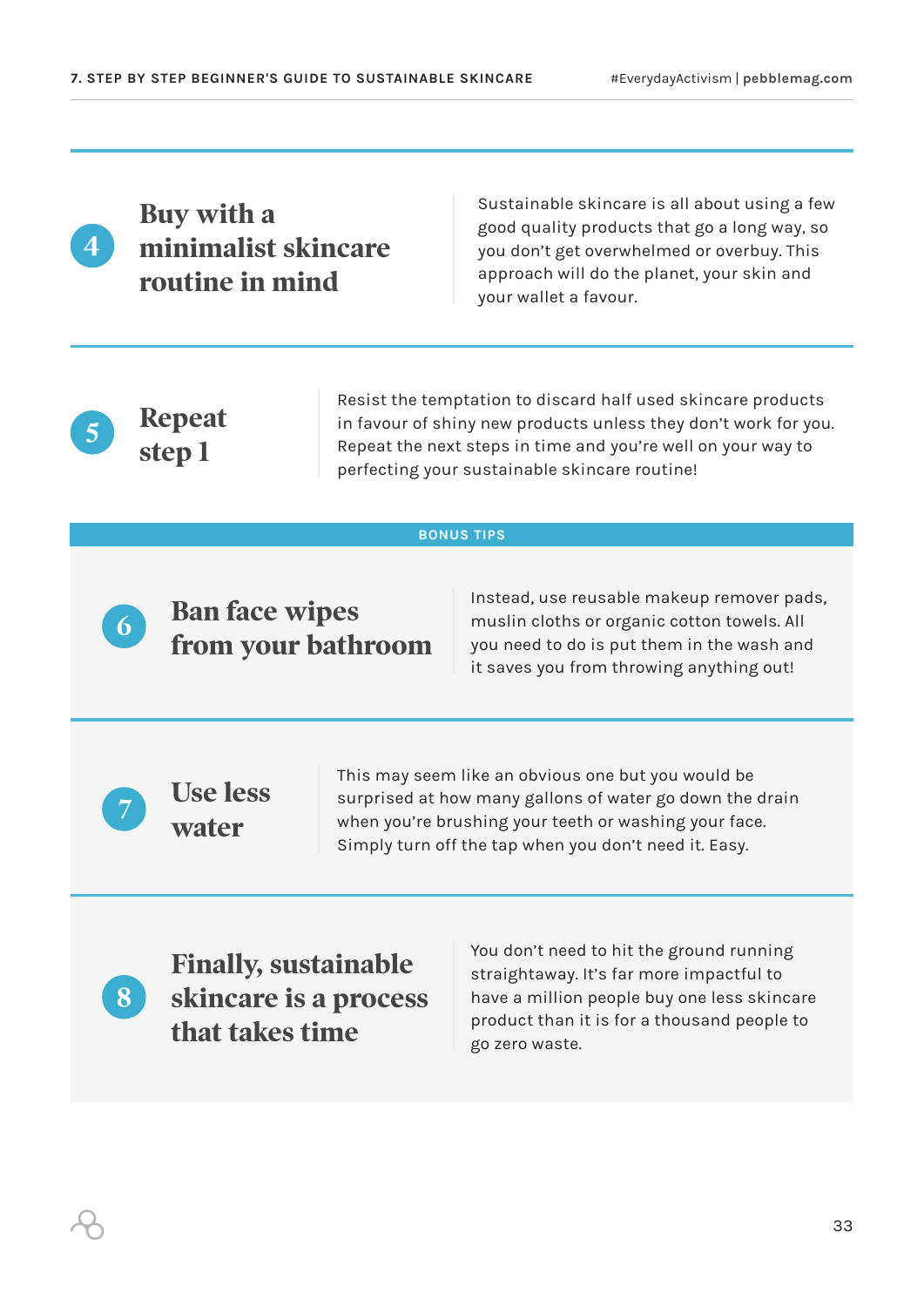## 4 Buy with a minimalist skincare routine in mind

Sustainable skincare is all about using a few good quality products that go a long way, so you don't get overwhelmed or overbuy. This approach will do the planet, your skin and your wallet a favour.

## 5 Repeat step 1

Resist the temptation to discard half used skincare products in favour of shiny new products unless they don't work for you. Repeat the next steps in time and you're well on your way to perfecting your sustainable skincare routine!

### BONUS TIPS

## 6 Ban face wipes from your bathroom

Instead, use reusable makeup remover pads, muslin cloths or organic cotton towels. All you need to do is put them in the wash and it saves you from throwing anything out!

## 7 Use less water

This may seem like an obvious one but you would be surprised at how many gallons of water go down the drain when you're brushing your teeth or washing your face. Simply turn off the tap when you don't need it. Easy.

## 8 Finally, sustainable skincare is a process that takes time

You don't need to hit the ground running straightaway. It's far more impactful to have a million people buy one less skincare product than it is for a thousand people to go zero waste.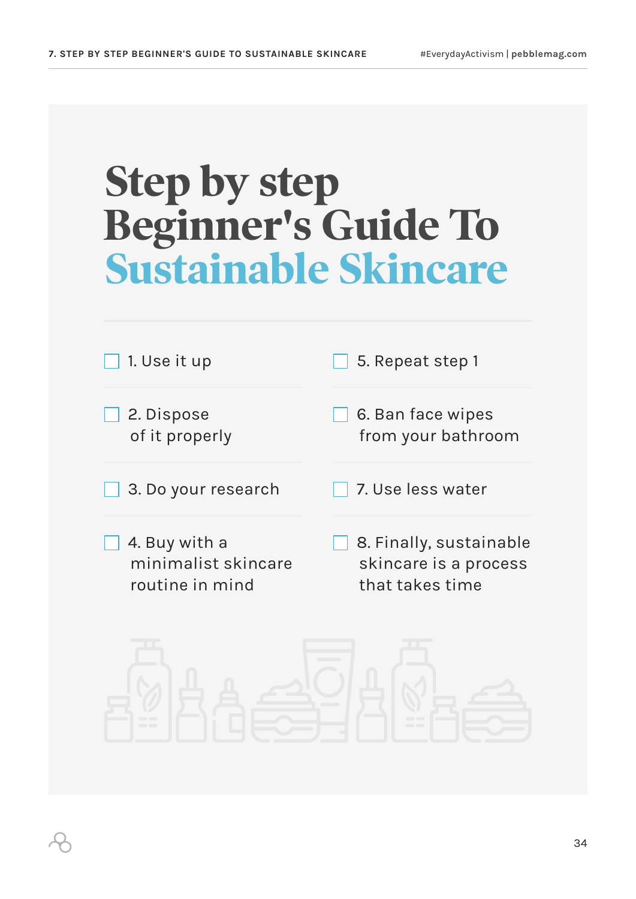# Step by step Beginner's Guide To Sustainable Skincare

- [ ] 1. Use it up
- [ ] 2. Dispose of it properly
- [ ] 3. Do your research
- [ ] 4. Buy with a minimalist skincare routine in mind
- [ ] 5. Repeat step 1
- [ ] 6. Ban face wipes from your bathroom
- [ ] 7. Use less water
- [ ] 8. Finally, sustainable skincare is a process that takes time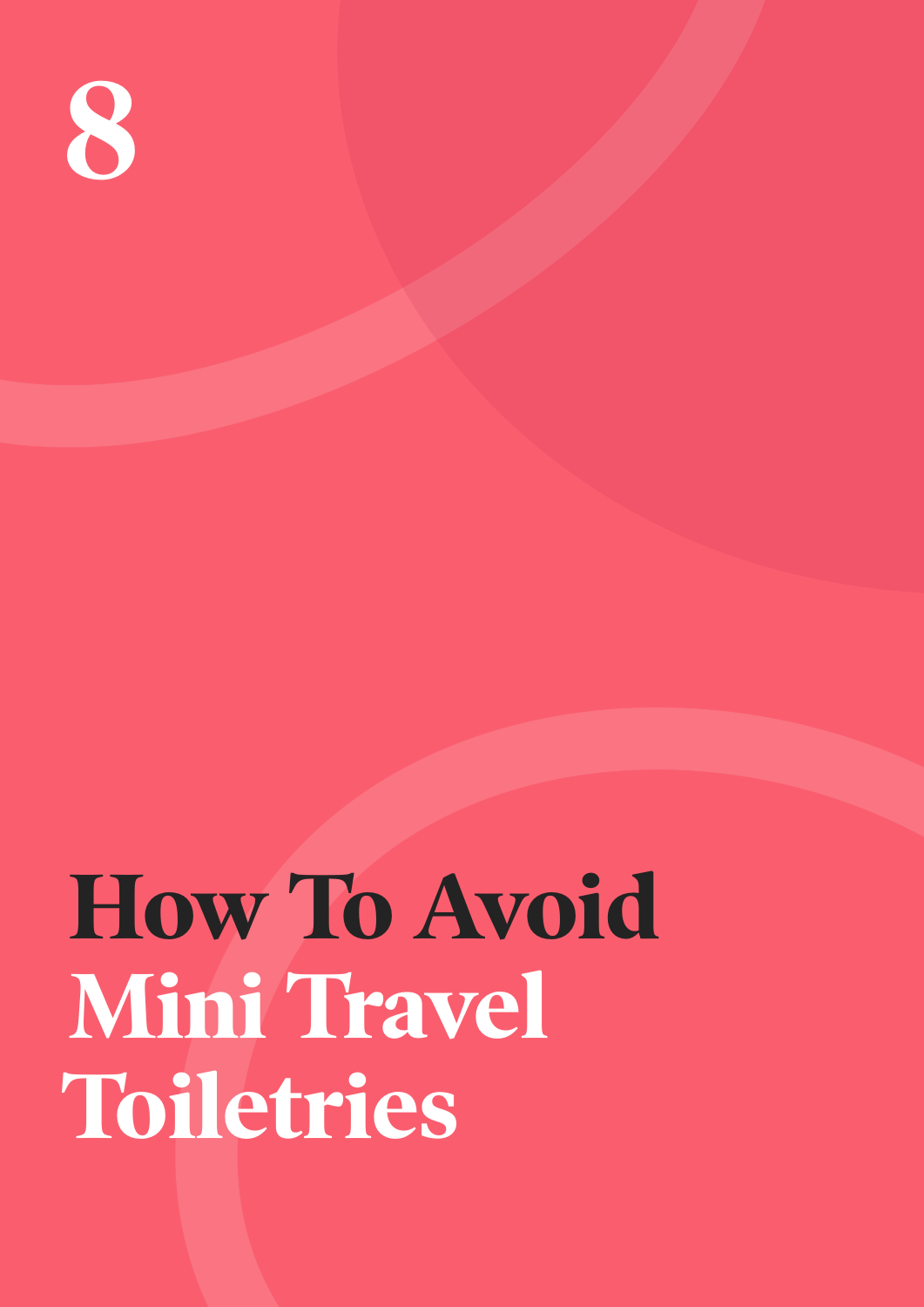# 8

# How To Avoid Mini Travel Toiletries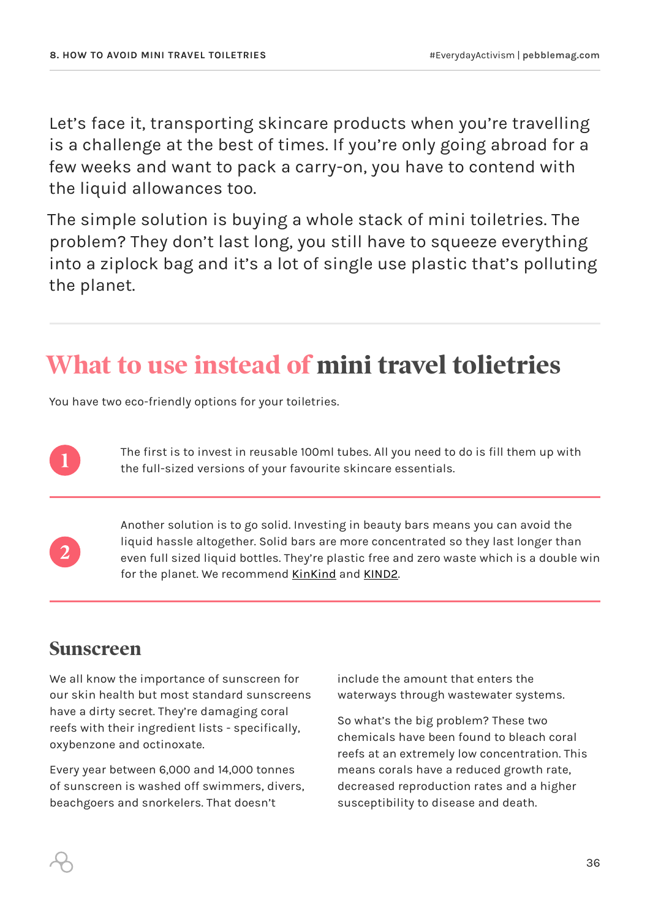Let's face it, transporting skincare products when you're travelling is a challenge at the best of times. If you're only going abroad for a few weeks and want to pack a carry-on, you have to contend with the liquid allowances too.

The simple solution is buying a whole stack of mini toiletries. The problem? They don't last long, you still have to squeeze everything into a ziplock bag and it's a lot of single use plastic that's polluting the planet.

---

## What to use instead of mini travel tolietries

You have two eco-friendly options for your toiletries.

1. The first is to invest in reusable 100ml tubes. All you need to do is fill them up with the full-sized versions of your favourite skincare essentials.

2. Another solution is to go solid. Investing in beauty bars means you can avoid the liquid hassle altogether. Solid bars are more concentrated so they last longer than even full sized liquid bottles. They're plastic free and zero waste which is a double win for the planet. We recommend KinKind and KIND2.

### Sunscreen

We all know the importance of sunscreen for our skin health but most standard sunscreens have a dirty secret. They're damaging coral reefs with their ingredient lists - specifically, oxybenzone and octinoxate.

Every year between 6,000 and 14,000 tonnes of sunscreen is washed off swimmers, divers, beachgoers and snorkelers. That doesn't include the amount that enters the waterways through wastewater systems.

So what's the big problem? These two chemicals have been found to bleach coral reefs at an extremely low concentration. This means corals have a reduced growth rate, decreased reproduction rates and a higher susceptibility to disease and death.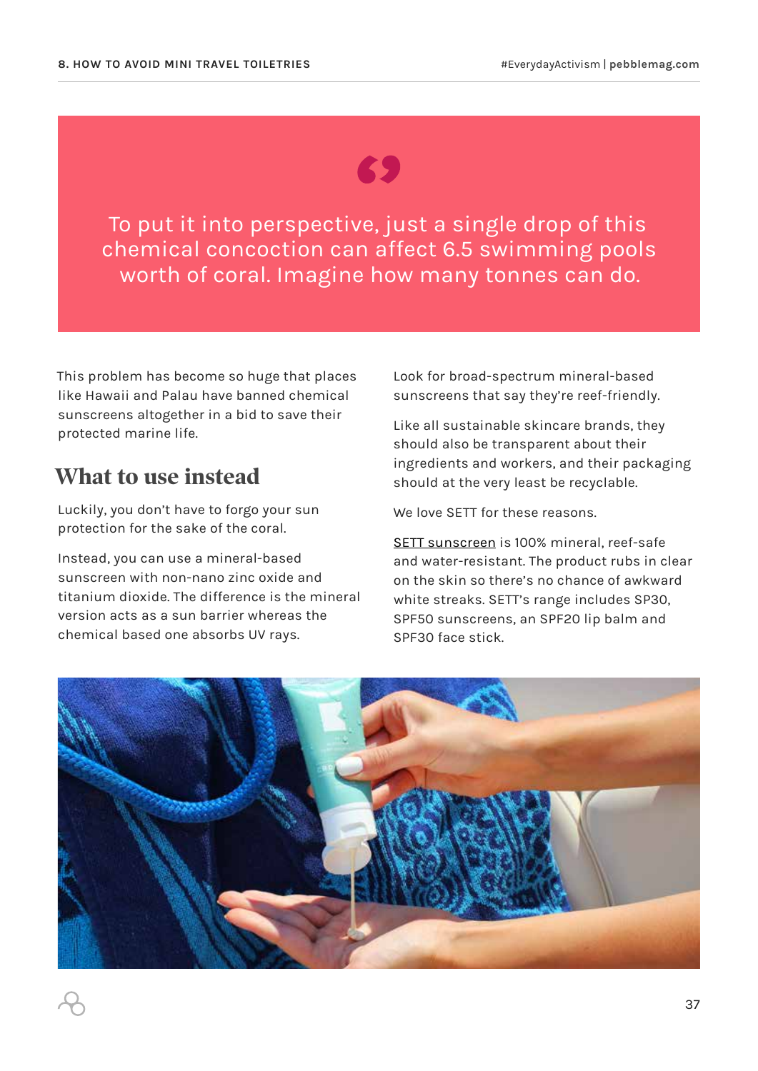> To put it into perspective, just a single drop of this chemical concoction can affect 6.5 swimming pools worth of coral. Imagine how many tonnes can do.

This problem has become so huge that places like Hawaii and Palau have banned chemical sunscreens altogether in a bid to save their protected marine life.

## What to use instead

Luckily, you don't have to forgo your sun protection for the sake of the coral.

Instead, you can use a mineral-based sunscreen with non-nano zinc oxide and titanium dioxide. The difference is the mineral version acts as a sun barrier whereas the chemical based one absorbs UV rays.

Look for broad-spectrum mineral-based sunscreens that say they're reef-friendly.

Like all sustainable skincare brands, they should also be transparent about their ingredients and workers, and their packaging should at the very least be recyclable.

We love SETT for these reasons.

SETT sunscreen is 100% mineral, reef-safe and water-resistant. The product rubs in clear on the skin so there's no chance of awkward white streaks. SETT's range includes SP30, SPF50 sunscreens, an SPF20 lip balm and SPF30 face stick.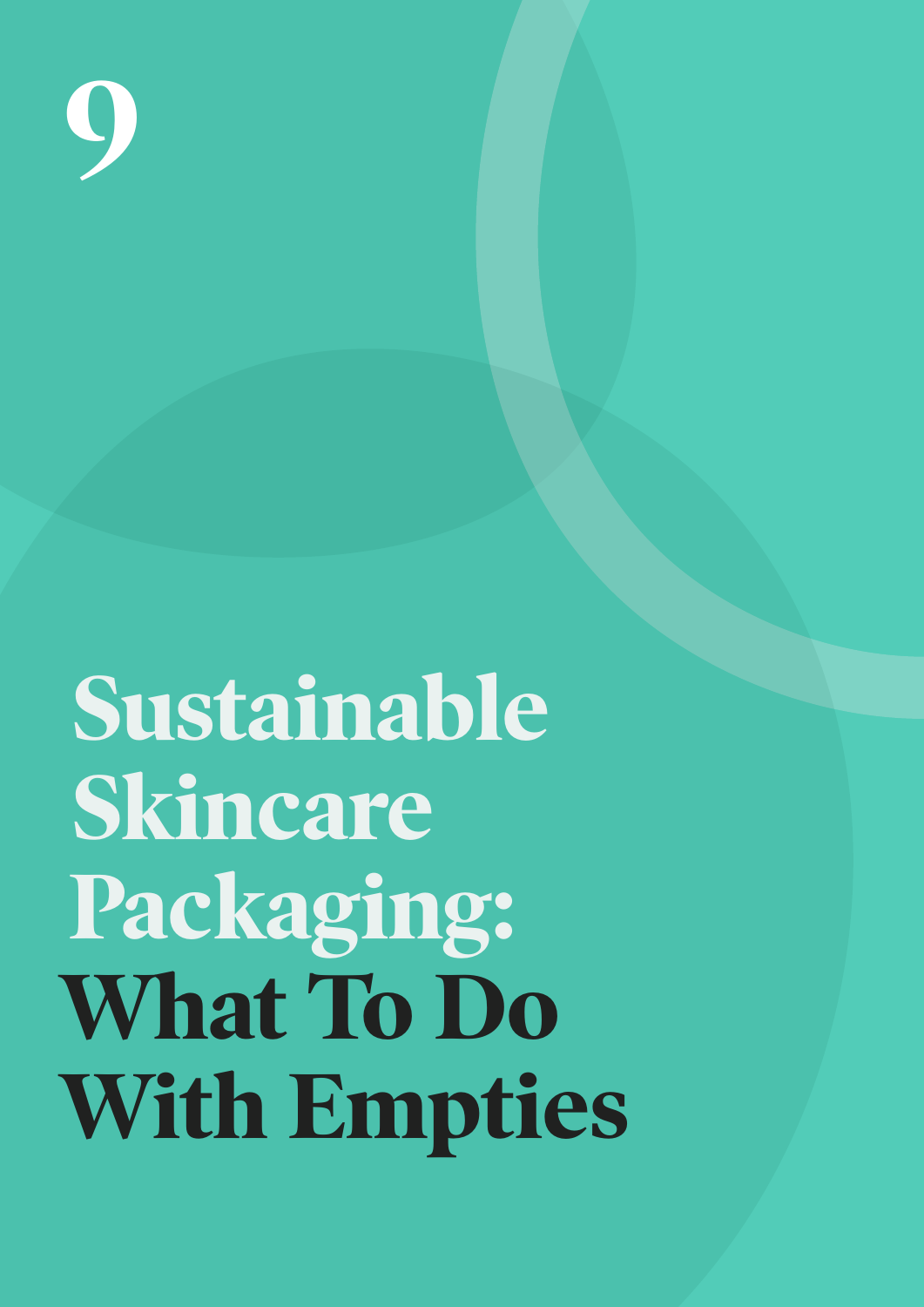# 9

# Sustainable Skincare Packaging: What To Do With Empties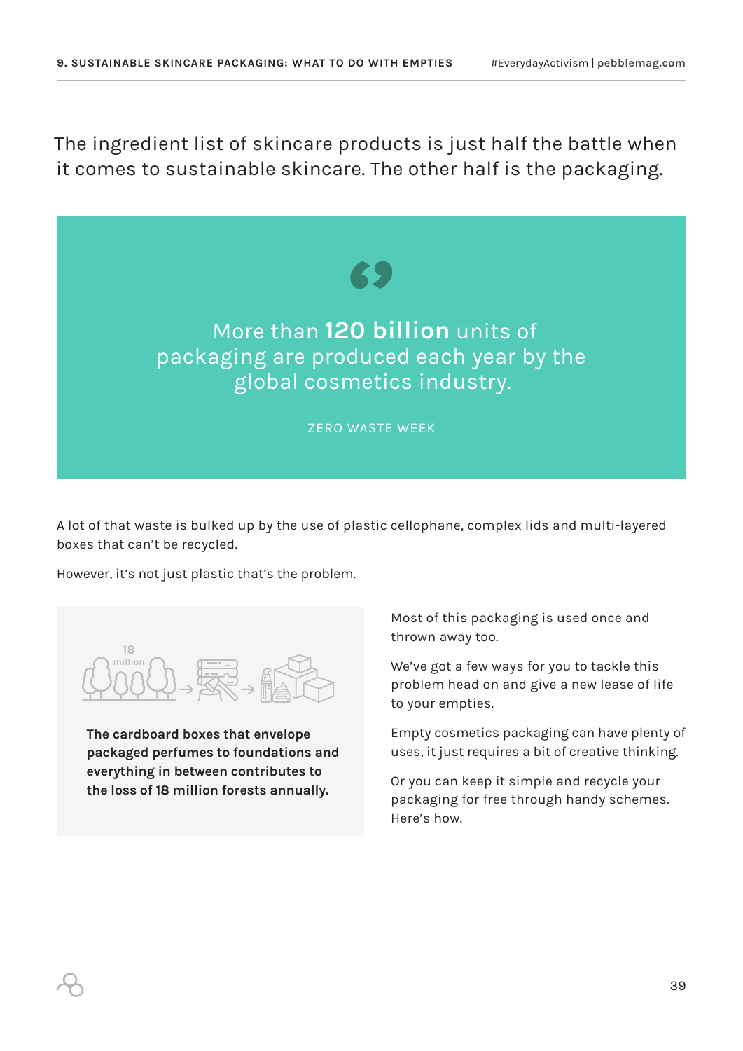The ingredient list of skincare products is just half the battle when it comes to sustainable skincare. The other half is the packaging.

> More than **120 billion** units of packaging are produced each year by the global cosmetics industry.
>
> ZERO WASTE WEEK

A lot of that waste is bulked up by the use of plastic cellophane, complex lids and multi-layered boxes that can't be recycled.

However, it's not just plastic that's the problem.

**The cardboard boxes that envelope packaged perfumes to foundations and everything in between contributes to the loss of 18 million forests annually.**

Most of this packaging is used once and thrown away too.

We've got a few ways for you to tackle this problem head on and give a new lease of life to your empties.

Empty cosmetics packaging can have plenty of uses, it just requires a bit of creative thinking.

Or you can keep it simple and recycle your packaging for free through handy schemes. Here's how.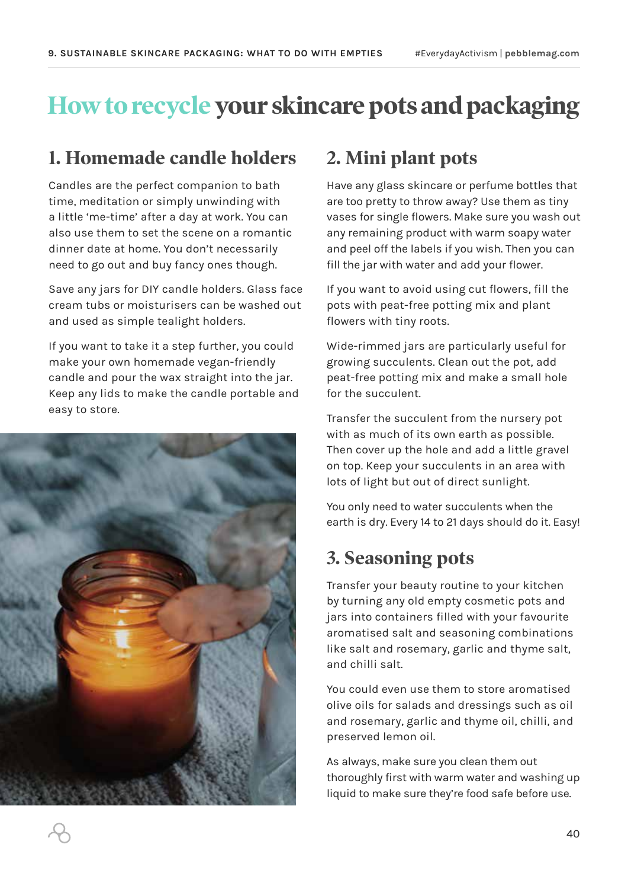# How to recycle your skincare pots and packaging

## 1. Homemade candle holders

Candles are the perfect companion to bath time, meditation or simply unwinding with a little 'me-time' after a day at work. You can also use them to set the scene on a romantic dinner date at home. You don't necessarily need to go out and buy fancy ones though.

Save any jars for DIY candle holders. Glass face cream tubs or moisturisers can be washed out and used as simple tealight holders.

If you want to take it a step further, you could make your own homemade vegan-friendly candle and pour the wax straight into the jar. Keep any lids to make the candle portable and easy to store.

## 2. Mini plant pots

Have any glass skincare or perfume bottles that are too pretty to throw away? Use them as tiny vases for single flowers. Make sure you wash out any remaining product with warm soapy water and peel off the labels if you wish. Then you can fill the jar with water and add your flower.

If you want to avoid using cut flowers, fill the pots with peat-free potting mix and plant flowers with tiny roots.

Wide-rimmed jars are particularly useful for growing succulents. Clean out the pot, add peat-free potting mix and make a small hole for the succulent.

Transfer the succulent from the nursery pot with as much of its own earth as possible. Then cover up the hole and add a little gravel on top. Keep your succulents in an area with lots of light but out of direct sunlight.

You only need to water succulents when the earth is dry. Every 14 to 21 days should do it. Easy!

## 3. Seasoning pots

Transfer your beauty routine to your kitchen by turning any old empty cosmetic pots and jars into containers filled with your favourite aromatised salt and seasoning combinations like salt and rosemary, garlic and thyme salt, and chilli salt.

You could even use them to store aromatised olive oils for salads and dressings such as oil and rosemary, garlic and thyme oil, chilli, and preserved lemon oil.

As always, make sure you clean them out thoroughly first with warm water and washing up liquid to make sure they're food safe before use.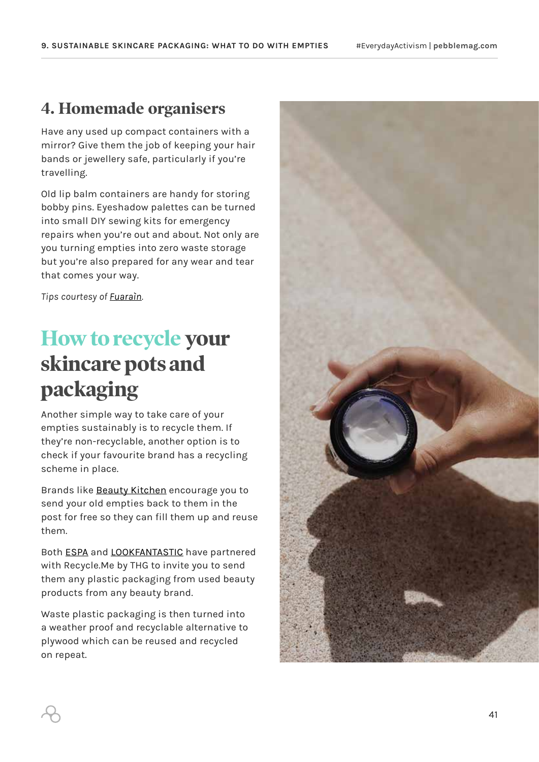## 4. Homemade organisers

Have any used up compact containers with a mirror? Give them the job of keeping your hair bands or jewellery safe, particularly if you're travelling.

Old lip balm containers are handy for storing bobby pins. Eyeshadow palettes can be turned into small DIY sewing kits for emergency repairs when you're out and about. Not only are you turning empties into zero waste storage but you're also prepared for any wear and tear that comes your way.

*Tips courtesy of Fuaraìn.*

# How to recycle your skincare pots and packaging

Another simple way to take care of your empties sustainably is to recycle them. If they're non-recyclable, another option is to check if your favourite brand has a recycling scheme in place.

Brands like Beauty Kitchen encourage you to send your old empties back to them in the post for free so they can fill them up and reuse them.

Both ESPA and LOOKFANTASTIC have partnered with Recycle.Me by THG to invite you to send them any plastic packaging from used beauty products from any beauty brand.

Waste plastic packaging is then turned into a weather proof and recyclable alternative to plywood which can be reused and recycled on repeat.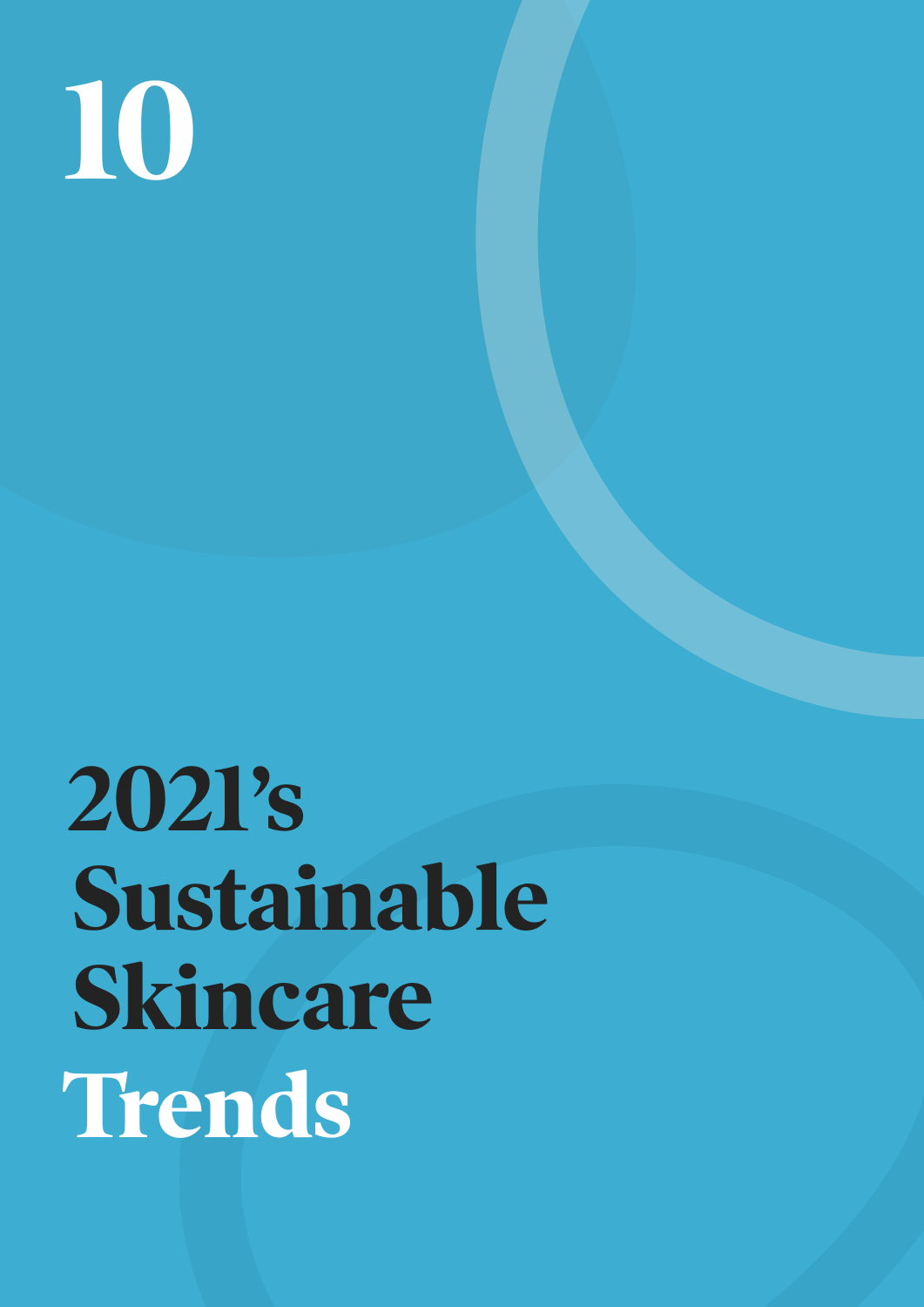# 10

# 2021's Sustainable Skincare Trends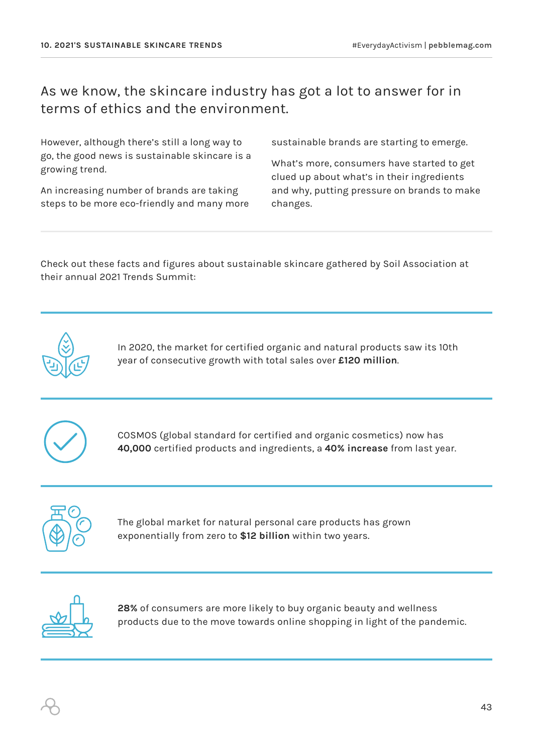As we know, the skincare industry has got a lot to answer for in terms of ethics and the environment.

However, although there's still a long way to go, the good news is sustainable skincare is a growing trend.

An increasing number of brands are taking steps to be more eco-friendly and many more sustainable brands are starting to emerge.

What's more, consumers have started to get clued up about what's in their ingredients and why, putting pressure on brands to make changes.

---

Check out these facts and figures about sustainable skincare gathered by Soil Association at their annual 2021 Trends Summit:

---

In 2020, the market for certified organic and natural products saw its 10th year of consecutive growth with total sales over **£120 million**.

---

COSMOS (global standard for certified and organic cosmetics) now has **40,000** certified products and ingredients, a **40% increase** from last year.

---

The global market for natural personal care products has grown exponentially from zero to **$12 billion** within two years.

---

**28%** of consumers are more likely to buy organic beauty and wellness products due to the move towards online shopping in light of the pandemic.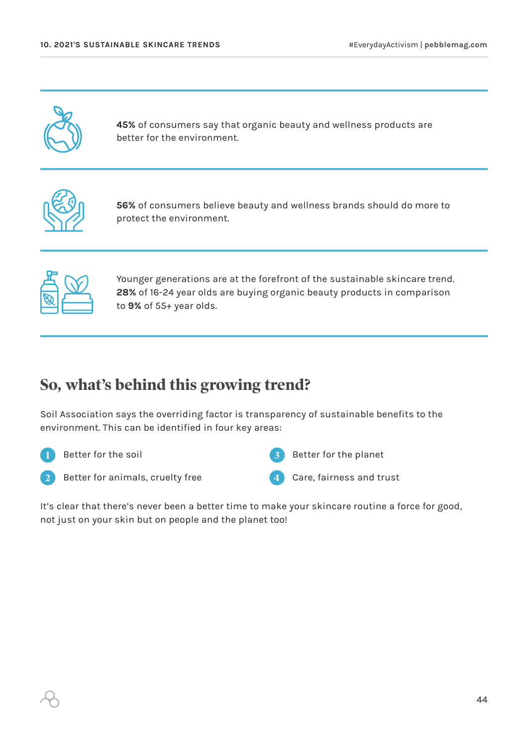**45%** of consumers say that organic beauty and wellness products are better for the environment.

**56%** of consumers believe beauty and wellness brands should do more to protect the environment.

Younger generations are at the forefront of the sustainable skincare trend. **28%** of 16-24 year olds are buying organic beauty products in comparison to **9%** of 55+ year olds.

## So, what's behind this growing trend?

Soil Association says the overriding factor is transparency of sustainable benefits to the environment. This can be identified in four key areas:

1. Better for the soil
2. Better for animals, cruelty free
3. Better for the planet
4. Care, fairness and trust

It's clear that there's never been a better time to make your skincare routine a force for good, not just on your skin but on people and the planet too!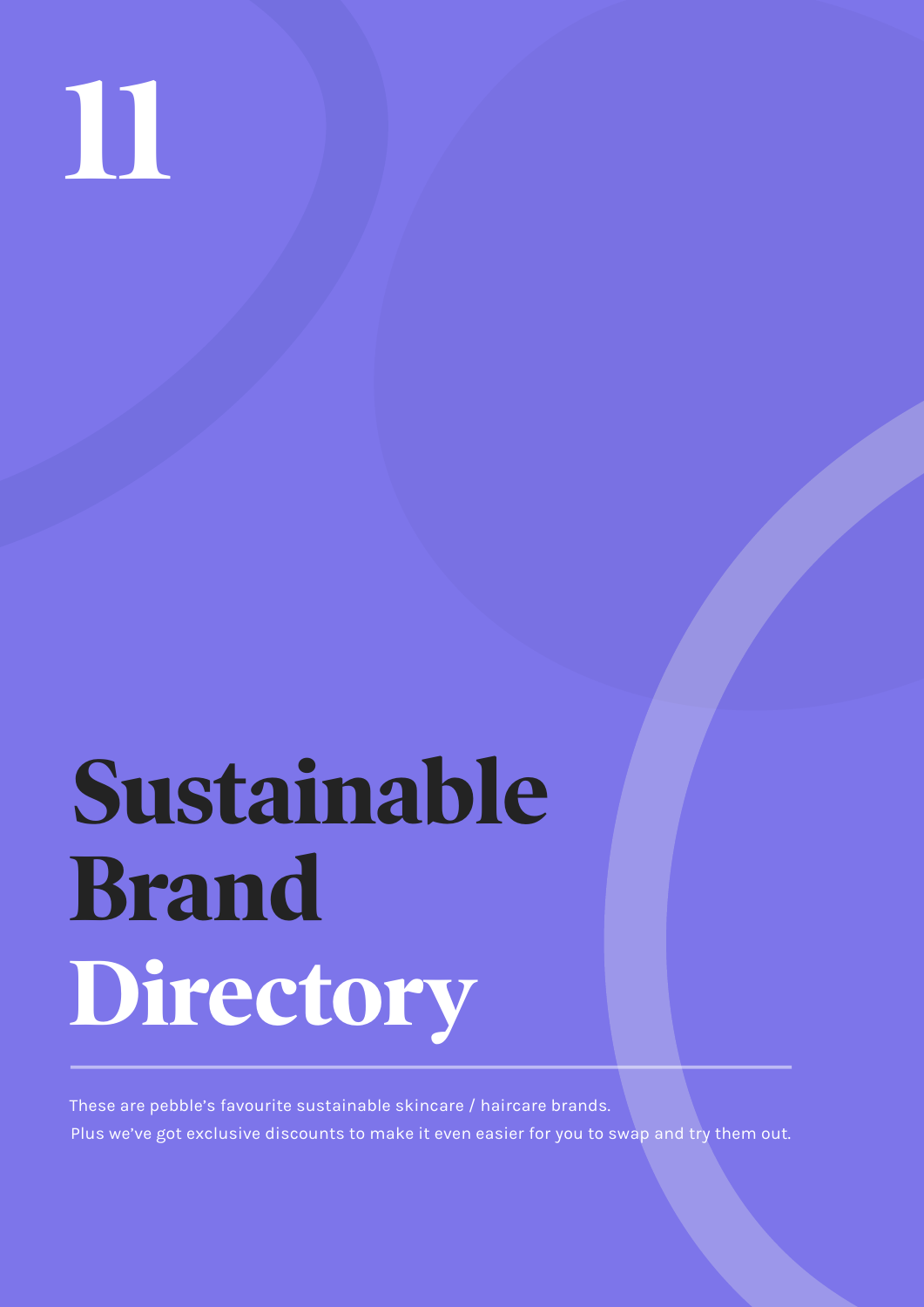# 11

# Sustainable Brand Directory

These are pebble's favourite sustainable skincare / haircare brands.
Plus we've got exclusive discounts to make it even easier for you to swap and try them out.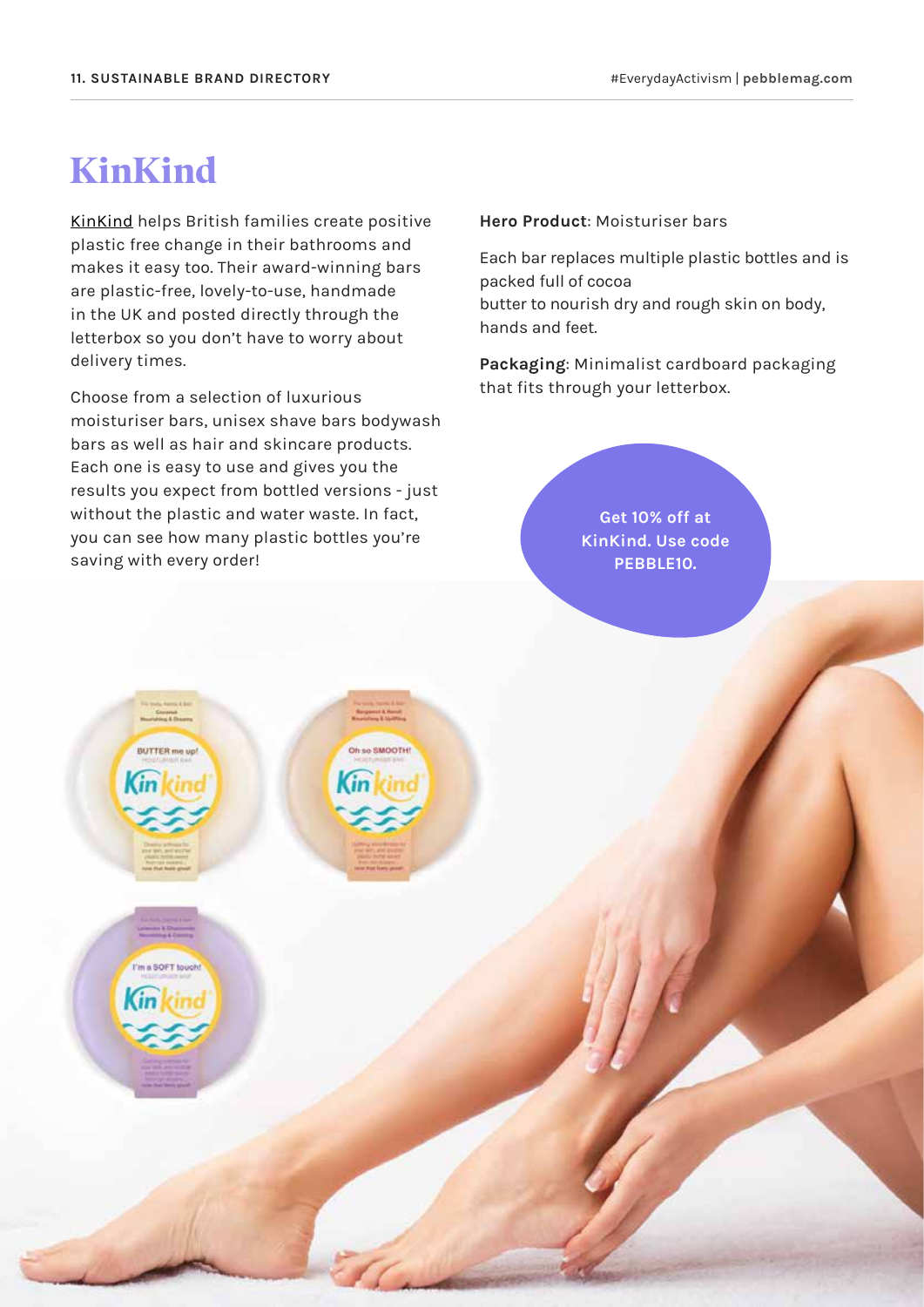# KinKind

KinKind helps British families create positive plastic free change in their bathrooms and makes it easy too. Their award-winning bars are plastic-free, lovely-to-use, handmade in the UK and posted directly through the letterbox so you don't have to worry about delivery times.

Choose from a selection of luxurious moisturiser bars, unisex shave bars bodywash bars as well as hair and skincare products. Each one is easy to use and gives you the results you expect from bottled versions - just without the plastic and water waste. In fact, you can see how many plastic bottles you're saving with every order!

**Hero Product**: Moisturiser bars

Each bar replaces multiple plastic bottles and is packed full of cocoa
butter to nourish dry and rough skin on body, hands and feet.

**Packaging**: Minimalist cardboard packaging that fits through your letterbox.

**Get 10% off at KinKind. Use code PEBBLE10.**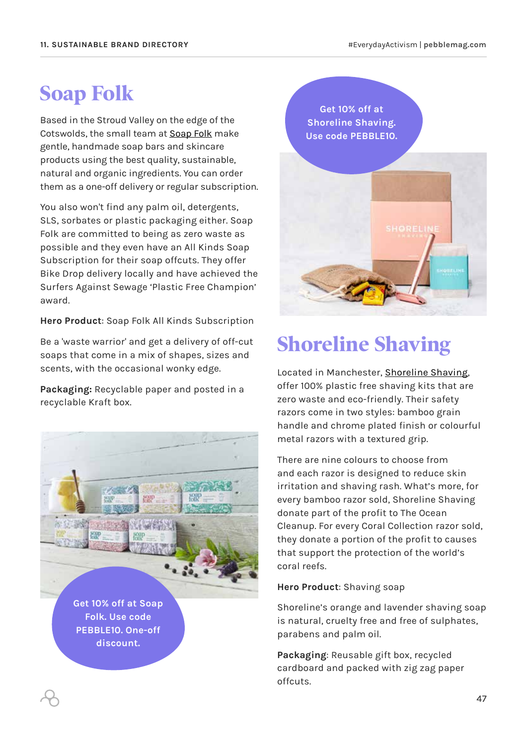# Soap Folk

Based in the Stroud Valley on the edge of the Cotswolds, the small team at Soap Folk make gentle, handmade soap bars and skincare products using the best quality, sustainable, natural and organic ingredients. You can order them as a one-off delivery or regular subscription.

You also won't find any palm oil, detergents, SLS, sorbates or plastic packaging either. Soap Folk are committed to being as zero waste as possible and they even have an All Kinds Soap Subscription for their soap offcuts. They offer Bike Drop delivery locally and have achieved the Surfers Against Sewage 'Plastic Free Champion' award.

**Hero Product**: Soap Folk All Kinds Subscription

Be a 'waste warrior' and get a delivery of off-cut soaps that come in a mix of shapes, sizes and scents, with the occasional wonky edge.

**Packaging:** Recyclable paper and posted in a recyclable Kraft box.

Get 10% off at Soap Folk. Use code PEBBLE10. One-off discount.

Get 10% off at Shoreline Shaving. Use code PEBBLE10.

# Shoreline Shaving

Located in Manchester, Shoreline Shaving, offer 100% plastic free shaving kits that are zero waste and eco-friendly. Their safety razors come in two styles: bamboo grain handle and chrome plated finish or colourful metal razors with a textured grip.

There are nine colours to choose from and each razor is designed to reduce skin irritation and shaving rash. What's more, for every bamboo razor sold, Shoreline Shaving donate part of the profit to The Ocean Cleanup. For every Coral Collection razor sold, they donate a portion of the profit to causes that support the protection of the world's coral reefs.

**Hero Product**: Shaving soap

Shoreline's orange and lavender shaving soap is natural, cruelty free and free of sulphates, parabens and palm oil.

**Packaging**: Reusable gift box, recycled cardboard and packed with zig zag paper offcuts.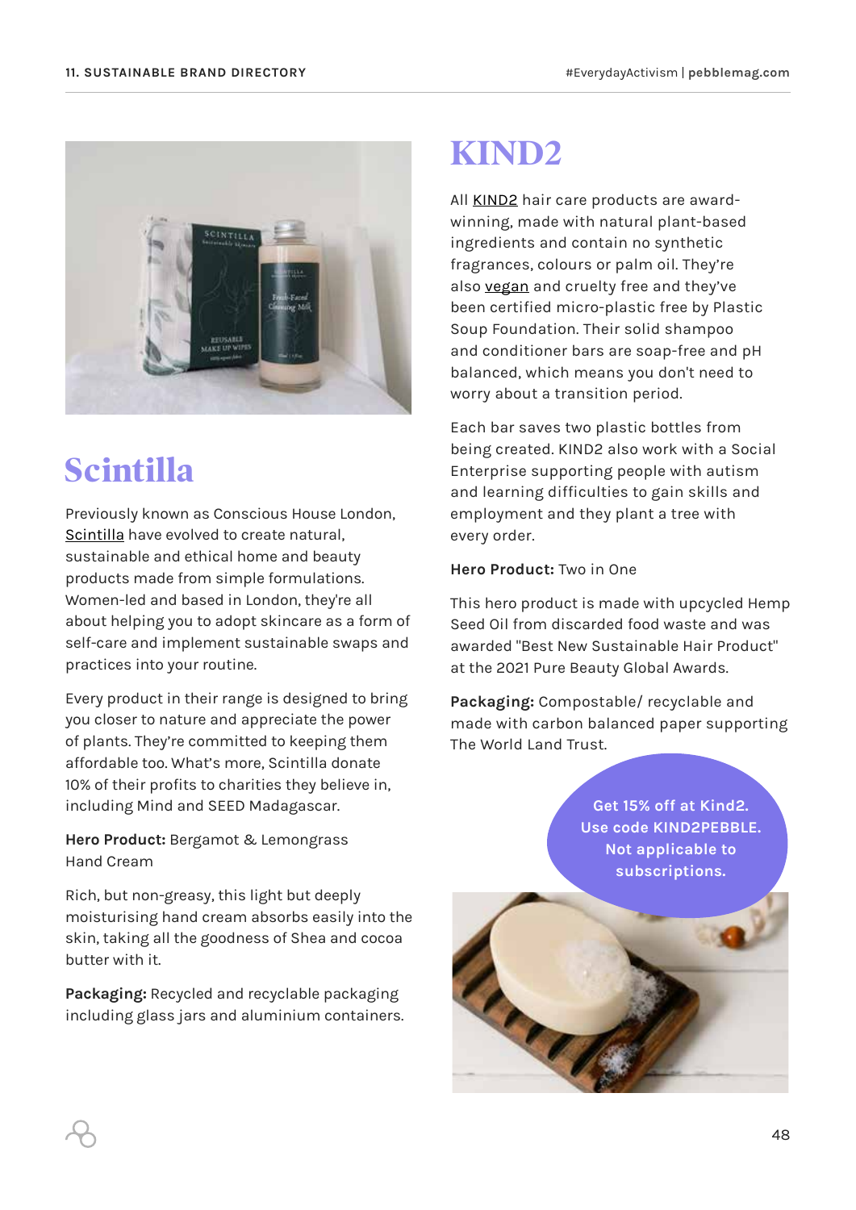## Scintilla

Previously known as Conscious House London, Scintilla have evolved to create natural, sustainable and ethical home and beauty products made from simple formulations. Women-led and based in London, they're all about helping you to adopt skincare as a form of self-care and implement sustainable swaps and practices into your routine.

Every product in their range is designed to bring you closer to nature and appreciate the power of plants. They're committed to keeping them affordable too. What's more, Scintilla donate 10% of their profits to charities they believe in, including Mind and SEED Madagascar.

**Hero Product:** Bergamot & Lemongrass Hand Cream

Rich, but non-greasy, this light but deeply moisturising hand cream absorbs easily into the skin, taking all the goodness of Shea and cocoa butter with it.

**Packaging:** Recycled and recyclable packaging including glass jars and aluminium containers.

## KIND2

All KIND2 hair care products are award-winning, made with natural plant-based ingredients and contain no synthetic fragrances, colours or palm oil. They're also vegan and cruelty free and they've been certified micro-plastic free by Plastic Soup Foundation. Their solid shampoo and conditioner bars are soap-free and pH balanced, which means you don't need to worry about a transition period.

Each bar saves two plastic bottles from being created. KIND2 also work with a Social Enterprise supporting people with autism and learning difficulties to gain skills and employment and they plant a tree with every order.

**Hero Product:** Two in One

This hero product is made with upcycled Hemp Seed Oil from discarded food waste and was awarded "Best New Sustainable Hair Product" at the 2021 Pure Beauty Global Awards.

**Packaging:** Compostable/ recyclable and made with carbon balanced paper supporting The World Land Trust.

**Get 15% off at Kind2. Use code KIND2PEBBLE. Not applicable to subscriptions.**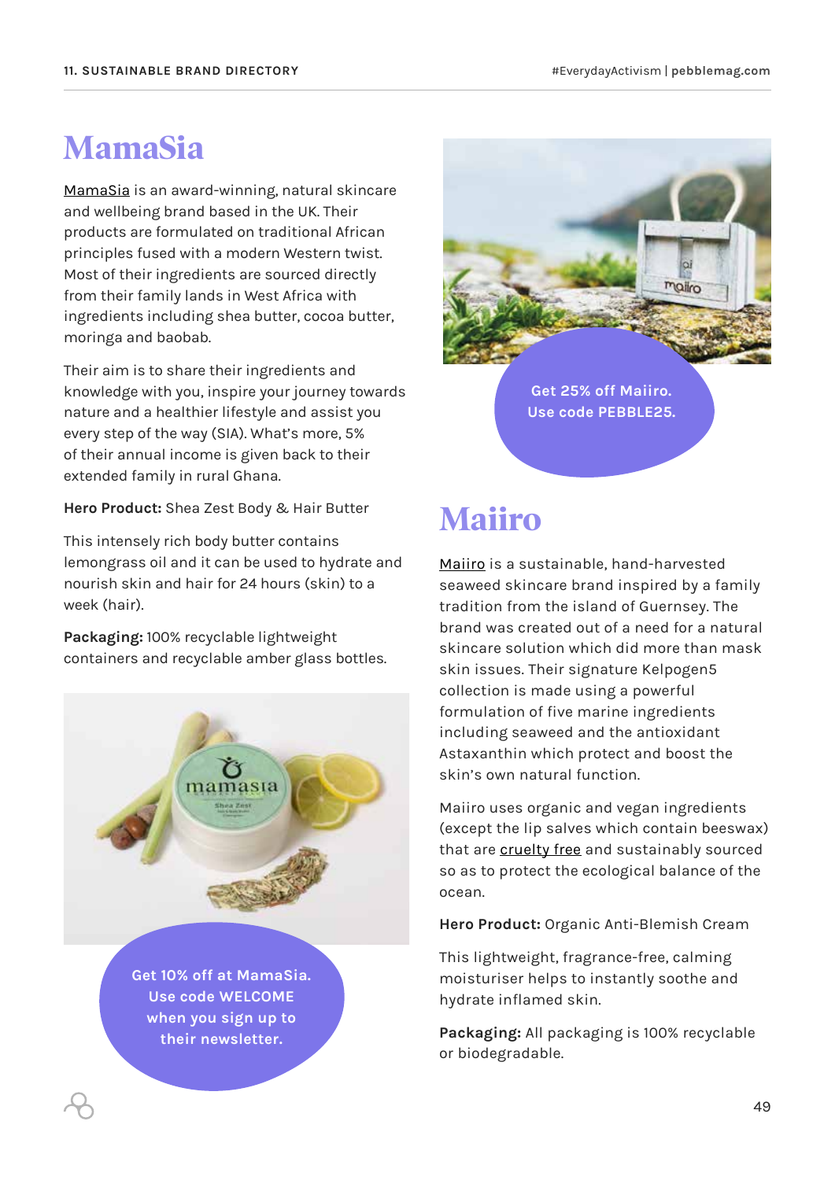# MamaSia

MamaSia is an award-winning, natural skincare and wellbeing brand based in the UK. Their products are formulated on traditional African principles fused with a modern Western twist. Most of their ingredients are sourced directly from their family lands in West Africa with ingredients including shea butter, cocoa butter, moringa and baobab.

Their aim is to share their ingredients and knowledge with you, inspire your journey towards nature and a healthier lifestyle and assist you every step of the way (SIA). What's more, 5% of their annual income is given back to their extended family in rural Ghana.

**Hero Product:** Shea Zest Body & Hair Butter

This intensely rich body butter contains lemongrass oil and it can be used to hydrate and nourish skin and hair for 24 hours (skin) to a week (hair).

**Packaging:** 100% recyclable lightweight containers and recyclable amber glass bottles.

**Get 10% off at MamaSia. Use code WELCOME when you sign up to their newsletter.**

**Get 25% off Maiiro. Use code PEBBLE25.**

# Maiiro

Maiiro is a sustainable, hand-harvested seaweed skincare brand inspired by a family tradition from the island of Guernsey. The brand was created out of a need for a natural skincare solution which did more than mask skin issues. Their signature Kelpogen5 collection is made using a powerful formulation of five marine ingredients including seaweed and the antioxidant Astaxanthin which protect and boost the skin's own natural function.

Maiiro uses organic and vegan ingredients (except the lip salves which contain beeswax) that are cruelty free and sustainably sourced so as to protect the ecological balance of the ocean.

**Hero Product:** Organic Anti-Blemish Cream

This lightweight, fragrance-free, calming moisturiser helps to instantly soothe and hydrate inflamed skin.

**Packaging:** All packaging is 100% recyclable or biodegradable.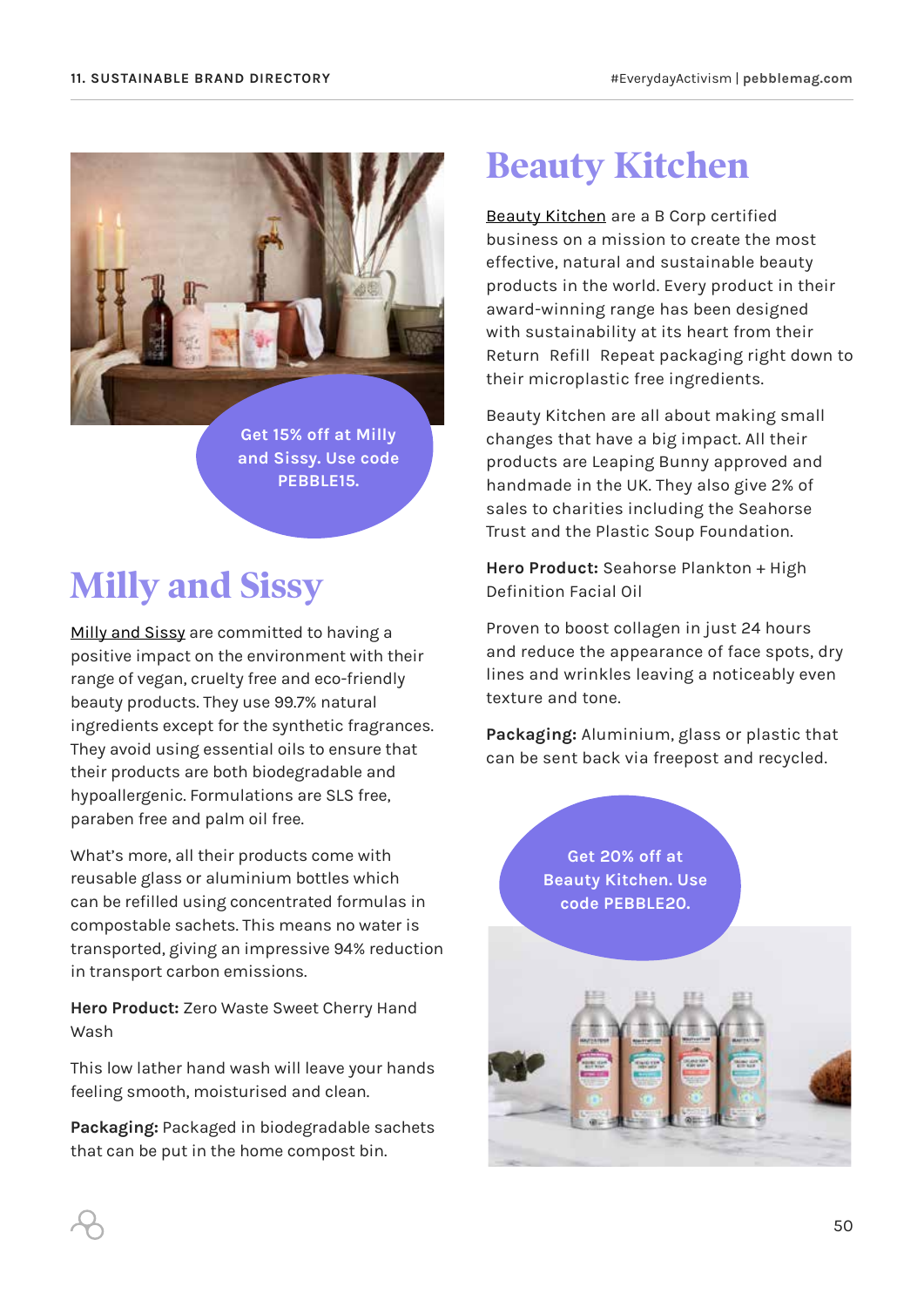Get 15% off at Milly and Sissy. Use code PEBBLE15.

## Milly and Sissy

Milly and Sissy are committed to having a positive impact on the environment with their range of vegan, cruelty free and eco-friendly beauty products. They use 99.7% natural ingredients except for the synthetic fragrances. They avoid using essential oils to ensure that their products are both biodegradable and hypoallergenic. Formulations are SLS free, paraben free and palm oil free.

What's more, all their products come with reusable glass or aluminium bottles which can be refilled using concentrated formulas in compostable sachets. This means no water is transported, giving an impressive 94% reduction in transport carbon emissions.

**Hero Product:** Zero Waste Sweet Cherry Hand Wash

This low lather hand wash will leave your hands feeling smooth, moisturised and clean.

**Packaging:** Packaged in biodegradable sachets that can be put in the home compost bin.

## Beauty Kitchen

Beauty Kitchen are a B Corp certified business on a mission to create the most effective, natural and sustainable beauty products in the world. Every product in their award-winning range has been designed with sustainability at its heart from their Return Refill Repeat packaging right down to their microplastic free ingredients.

Beauty Kitchen are all about making small changes that have a big impact. All their products are Leaping Bunny approved and handmade in the UK. They also give 2% of sales to charities including the Seahorse Trust and the Plastic Soup Foundation.

**Hero Product:** Seahorse Plankton + High Definition Facial Oil

Proven to boost collagen in just 24 hours and reduce the appearance of face spots, dry lines and wrinkles leaving a noticeably even texture and tone.

**Packaging:** Aluminium, glass or plastic that can be sent back via freepost and recycled.

Get 20% off at Beauty Kitchen. Use code PEBBLE20.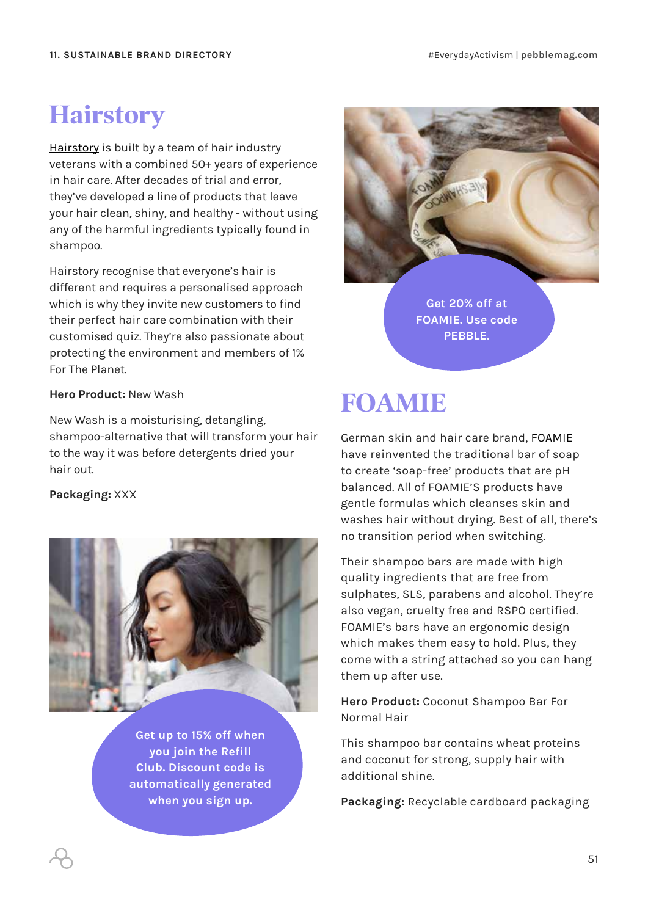# Hairstory

Hairstory is built by a team of hair industry veterans with a combined 50+ years of experience in hair care. After decades of trial and error, they've developed a line of products that leave your hair clean, shiny, and healthy - without using any of the harmful ingredients typically found in shampoo.

Hairstory recognise that everyone's hair is different and requires a personalised approach which is why they invite new customers to find their perfect hair care combination with their customised quiz. They're also passionate about protecting the environment and members of 1% For The Planet.

**Hero Product:** New Wash

New Wash is a moisturising, detangling, shampoo-alternative that will transform your hair to the way it was before detergents dried your hair out.

**Packaging:** XXX

**Get up to 15% off when you join the Refill Club. Discount code is automatically generated when you sign up.**

**Get 20% off at FOAMIE. Use code PEBBLE.**

# FOAMIE

German skin and hair care brand, FOAMIE have reinvented the traditional bar of soap to create 'soap-free' products that are pH balanced. All of FOAMIE'S products have gentle formulas which cleanses skin and washes hair without drying. Best of all, there's no transition period when switching.

Their shampoo bars are made with high quality ingredients that are free from sulphates, SLS, parabens and alcohol. They're also vegan, cruelty free and RSPO certified. FOAMIE's bars have an ergonomic design which makes them easy to hold. Plus, they come with a string attached so you can hang them up after use.

**Hero Product:** Coconut Shampoo Bar For Normal Hair

This shampoo bar contains wheat proteins and coconut for strong, supply hair with additional shine.

**Packaging:** Recyclable cardboard packaging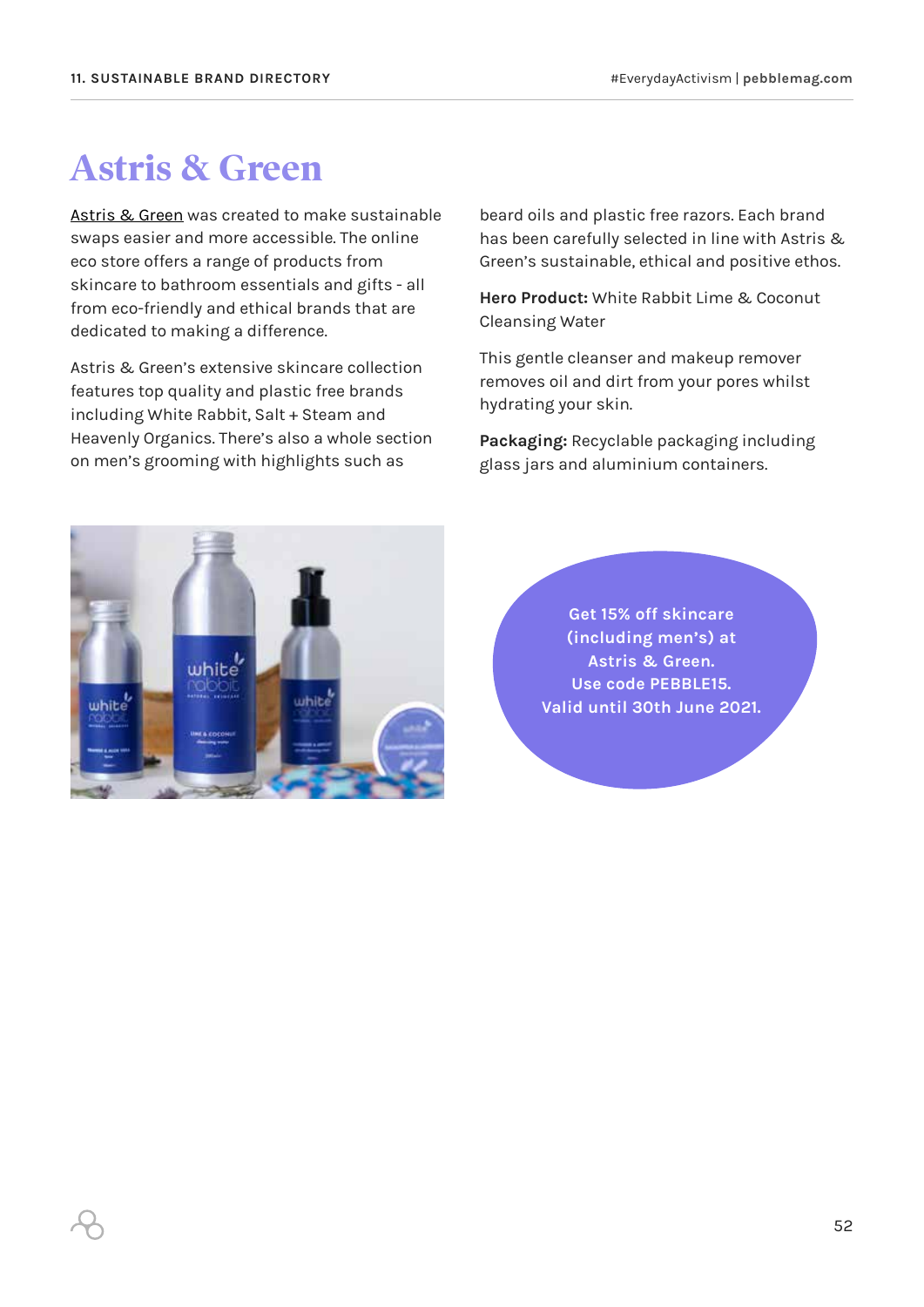# Astris & Green

Astris & Green was created to make sustainable swaps easier and more accessible. The online eco store offers a range of products from skincare to bathroom essentials and gifts - all from eco-friendly and ethical brands that are dedicated to making a difference.

Astris & Green's extensive skincare collection features top quality and plastic free brands including White Rabbit, Salt + Steam and Heavenly Organics. There's also a whole section on men's grooming with highlights such as beard oils and plastic free razors. Each brand has been carefully selected in line with Astris & Green's sustainable, ethical and positive ethos.

**Hero Product:** White Rabbit Lime & Coconut Cleansing Water

This gentle cleanser and makeup remover removes oil and dirt from your pores whilst hydrating your skin.

**Packaging:** Recyclable packaging including glass jars and aluminium containers.

**Get 15% off skincare (including men's) at Astris & Green. Use code PEBBLE15. Valid until 30th June 2021.**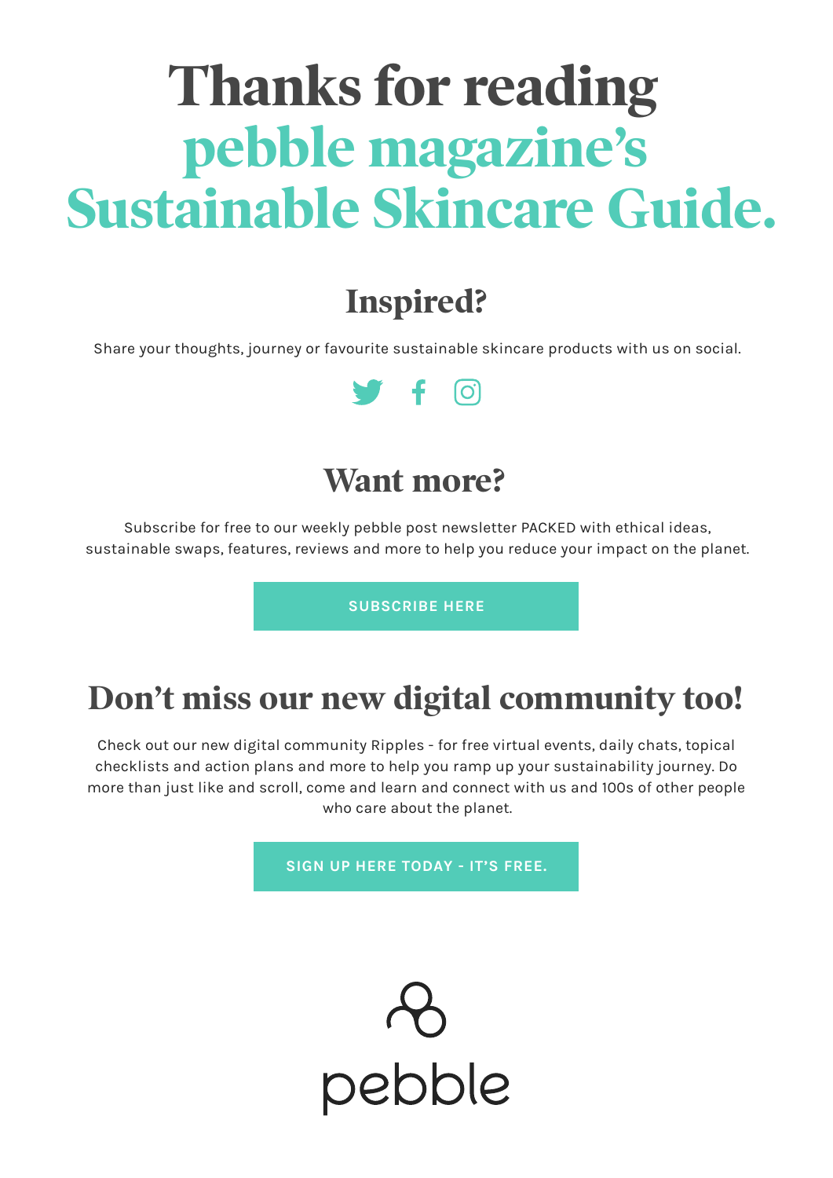# Thanks for reading pebble magazine's Sustainable Skincare Guide.

## Inspired?

Share your thoughts, journey or favourite sustainable skincare products with us on social.

## Want more?

Subscribe for free to our weekly pebble post newsletter PACKED with ethical ideas, sustainable swaps, features, reviews and more to help you reduce your impact on the planet.

**SUBSCRIBE HERE**

## Don't miss our new digital community too!

Check out our new digital community Ripples - for free virtual events, daily chats, topical checklists and action plans and more to help you ramp up your sustainability journey. Do more than just like and scroll, come and learn and connect with us and 100s of other people who care about the planet.

**SIGN UP HERE TODAY - IT'S FREE.**

pebble